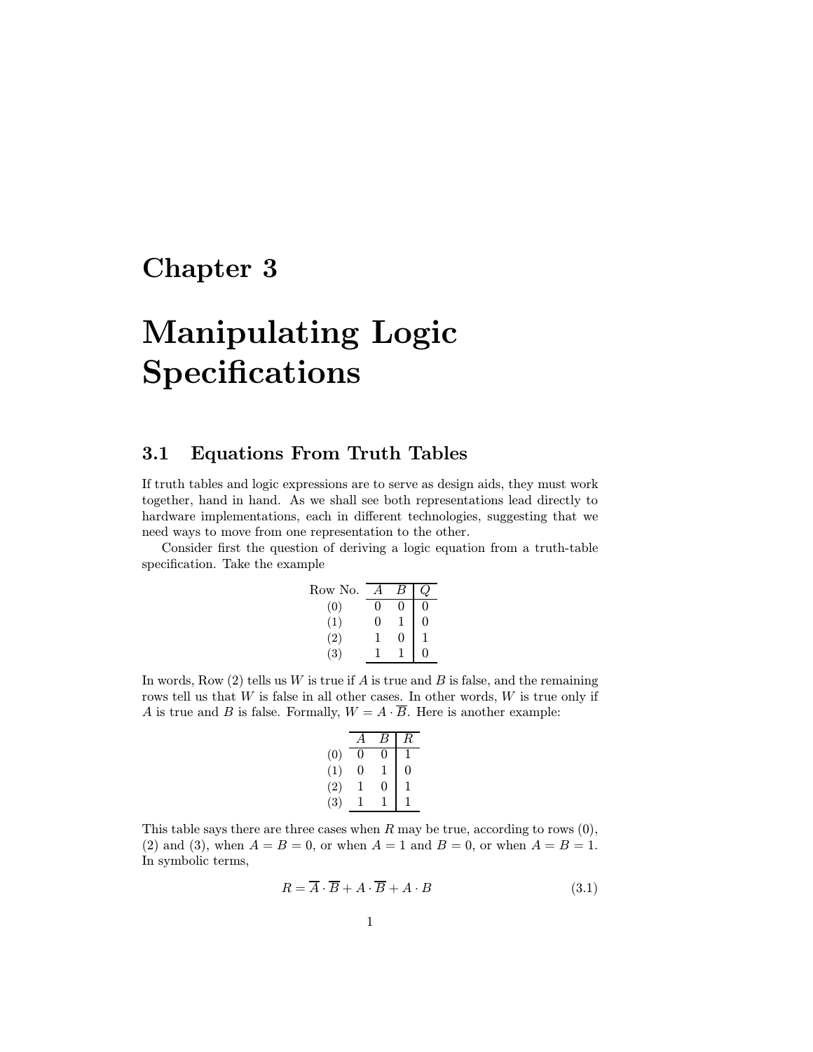# Chapter 3

# Manipulating Logic Specifications

## 3.1 Equations From Truth Tables

If truth tables and logic expressions are to serve as design aids, they must work together, hand in hand. As we shall see both representations lead directly to hardware implementations, each in different technologies, suggesting that we need ways to move from one representation to the other.

Consider first the question of deriving a logic equation from a truth-table specification. Take the example

| Row No. | $A$ | $B$ | $Q$ |
|---|---|---|---|
| (0) | 0 | 0 | 0 |
| (1) | 0 | 1 | 0 |
| (2) | 1 | 0 | 1 |
| (3) | 1 | 1 | 0 |

In words, Row (2) tells us $W$ is true if $A$ is true and $B$ is false, and the remaining rows tell us that $W$ is false in all other cases. In other words, $W$ is true only if $A$ is true and $B$ is false. Formally, $W = A \cdot \overline{B}$. Here is another example:

| | $A$ | $B$ | $R$ |
|---|---|---|---|
| (0) | 0 | 0 | 1 |
| (1) | 0 | 1 | 0 |
| (2) | 1 | 0 | 1 |
| (3) | 1 | 1 | 1 |

This table says there are three cases when $R$ may be true, according to rows (0), (2) and (3), when $A = B = 0$, or when $A = 1$ and $B = 0$, or when $A = B = 1$. In symbolic terms,

$$R = \overline{A} \cdot \overline{B} + A \cdot \overline{B} + A \cdot B \tag{3.1}$$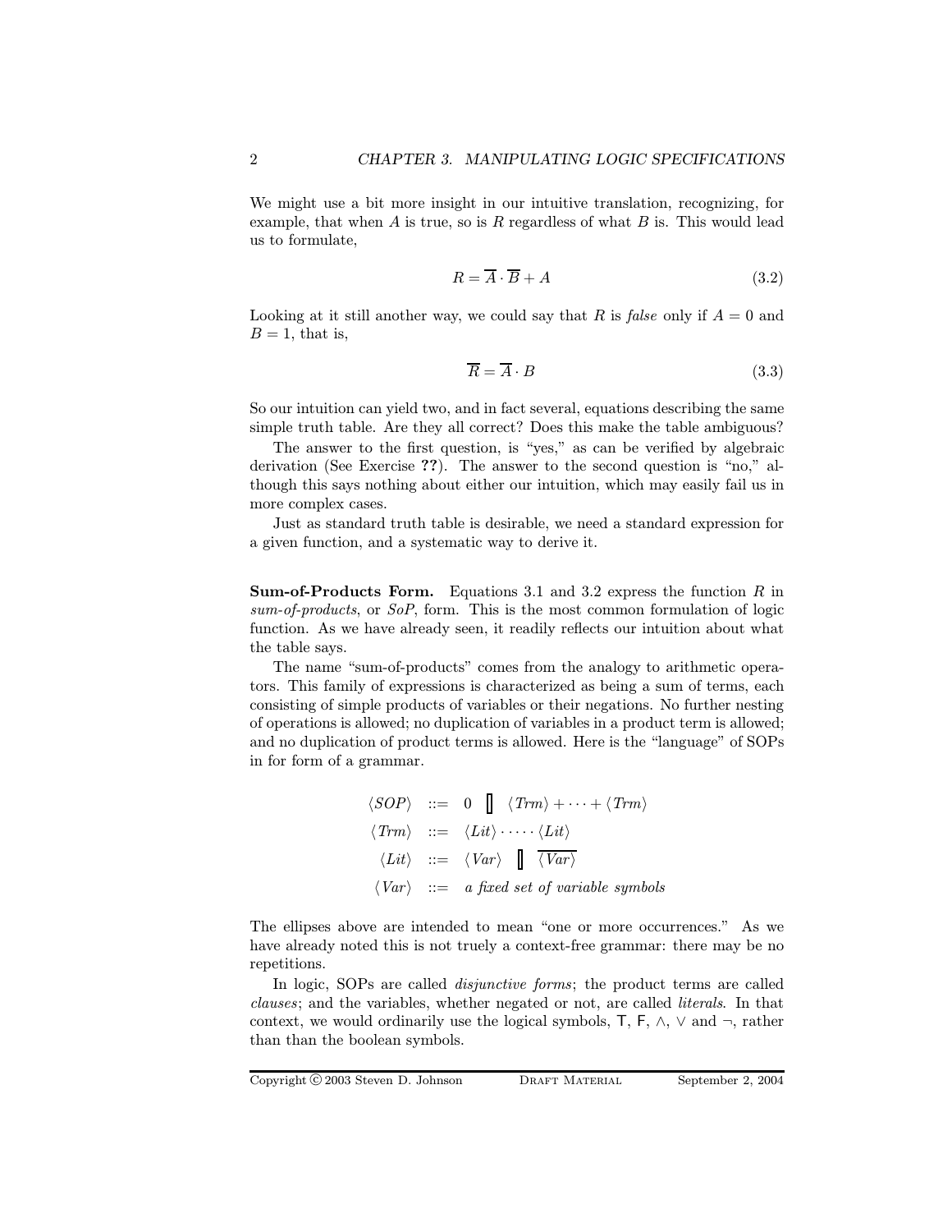We might use a bit more insight in our intuitive translation, recognizing, for example, that when $A$ is true, so is $R$ regardless of what $B$ is. This would lead us to formulate,

$$R = \overline{A} \cdot \overline{B} + A \tag{3.2}$$

Looking at it still another way, we could say that $R$ is *false* only if $A = 0$ and $B = 1$, that is,

$$\overline{R} = \overline{A} \cdot B \tag{3.3}$$

So our intuition can yield two, and in fact several, equations describing the same simple truth table. Are they all correct? Does this make the table ambiguous?

The answer to the first question, is "yes," as can be verified by algebraic derivation (See Exercise **??**). The answer to the second question is "no," although this says nothing about either our intuition, which may easily fail us in more complex cases.

Just as standard truth table is desirable, we need a standard expression for a given function, and a systematic way to derive it.

**Sum-of-Products Form.** Equations 3.1 and 3.2 express the function $R$ in *sum-of-products*, or *SoP*, form. This is the most common formulation of logic function. As we have already seen, it readily reflects our intuition about what the table says.

The name "sum-of-products" comes from the analogy to arithmetic operators. This family of expressions is characterized as being a sum of terms, each consisting of simple products of variables or their negations. No further nesting of operations is allowed; no duplication of variables in a product term is allowed; and no duplication of product terms is allowed. Here is the "language" of SOPs in for form of a grammar.

$$
\begin{array}{rcl}
\langle SOP \rangle & ::= & 0 \;\; [\!] \;\; \langle Trm \rangle + \cdots + \langle Trm \rangle \\
\langle Trm \rangle & ::= & \langle Lit \rangle \cdot \cdots \cdot \langle Lit \rangle \\
\langle Lit \rangle & ::= & \langle Var \rangle \;\; [\!] \;\; \overline{\langle Var \rangle} \\
\langle Var \rangle & ::= & \textit{a fixed set of variable symbols}
\end{array}
$$

The ellipses above are intended to mean "one or more occurrences." As we have already noted this is not truely a context-free grammar: there may be no repetitions.

In logic, SOPs are called *disjunctive forms*; the product terms are called *clauses*; and the variables, whether negated or not, are called *literals*. In that context, we would ordinarily use the logical symbols, T, F, $\wedge$, $\vee$ and $\neg$, rather than than the boolean symbols.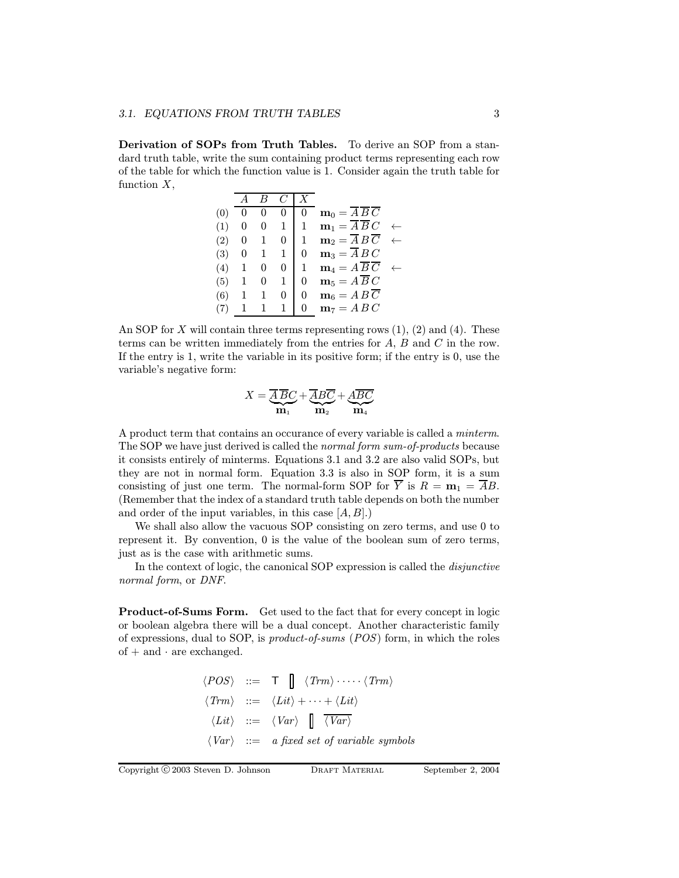**Derivation of SOPs from Truth Tables.** To derive an SOP from a standard truth table, write the sum containing product terms representing each row of the table for which the function value is 1. Consider again the truth table for function $X$,

|  | $A$ | $B$ | $C$ | $X$ |  |  |
|---|---|---|---|---|---|---|
| (0) | 0 | 0 | 0 | 0 | $\mathbf{m}_0 = \overline{A}\,\overline{B}\,\overline{C}$ |  |
| (1) | 0 | 0 | 1 | 1 | $\mathbf{m}_1 = \overline{A}\,\overline{B}\,C$ | $\leftarrow$ |
| (2) | 0 | 1 | 0 | 1 | $\mathbf{m}_2 = \overline{A}\,B\,\overline{C}$ | $\leftarrow$ |
| (3) | 0 | 1 | 1 | 0 | $\mathbf{m}_3 = \overline{A}\,B\,C$ |  |
| (4) | 1 | 0 | 0 | 1 | $\mathbf{m}_4 = A\,\overline{B}\,\overline{C}$ | $\leftarrow$ |
| (5) | 1 | 0 | 1 | 0 | $\mathbf{m}_5 = A\,\overline{B}\,C$ |  |
| (6) | 1 | 1 | 0 | 0 | $\mathbf{m}_6 = A\,B\,\overline{C}$ |  |
| (7) | 1 | 1 | 1 | 0 | $\mathbf{m}_7 = A\,B\,C$ |  |

An SOP for $X$ will contain three terms representing rows (1), (2) and (4). These terms can be written immediately from the entries for $A$, $B$ and $C$ in the row. If the entry is 1, write the variable in its positive form; if the entry is 0, use the variable's negative form:

$$X = \underbrace{\overline{A}\,\overline{B}C}_{\mathbf{m}_1} + \underbrace{\overline{A}B\overline{C}}_{\mathbf{m}_2} + \underbrace{A\overline{B}\overline{C}}_{\mathbf{m}_4}$$

A product term that contains an occurance of every variable is called a *minterm*. The SOP we have just derived is called the *normal form sum-of-products* because it consists entirely of minterms. Equations 3.1 and 3.2 are also valid SOPs, but they are not in normal form. Equation 3.3 is also in SOP form, it is a sum consisting of just one term. The normal-form SOP for $\overline{Y}$ is $R = \mathbf{m}_1 = \overline{A}B$. (Remember that the index of a standard truth table depends on both the number and order of the input variables, in this case $[A, B]$.)

We shall also allow the vacuous SOP consisting on zero terms, and use 0 to represent it. By convention, 0 is the value of the boolean sum of zero terms, just as is the case with arithmetic sums.

In the context of logic, the canonical SOP expression is called the *disjunctive normal form*, or *DNF*.

**Product-of-Sums Form.** Get used to the fact that for every concept in logic or boolean algebra there will be a dual concept. Another characteristic family of expressions, dual to SOP, is *product-of-sums* (*POS*) form, in which the roles of $+$ and $\cdot$ are exchanged.

$$\begin{aligned}
\langle POS \rangle \; &::= \; \mathsf{T} \;\; [\!] \;\; \langle Trm \rangle \cdot \cdots \cdot \langle Trm \rangle \\
\langle Trm \rangle \; &::= \; \langle Lit \rangle + \cdots + \langle Lit \rangle \\
\langle Lit \rangle \; &::= \; \langle Var \rangle \;\; [\!] \;\; \overline{\langle Var \rangle} \\
\langle Var \rangle \; &::= \; \textit{a fixed set of variable symbols}
\end{aligned}$$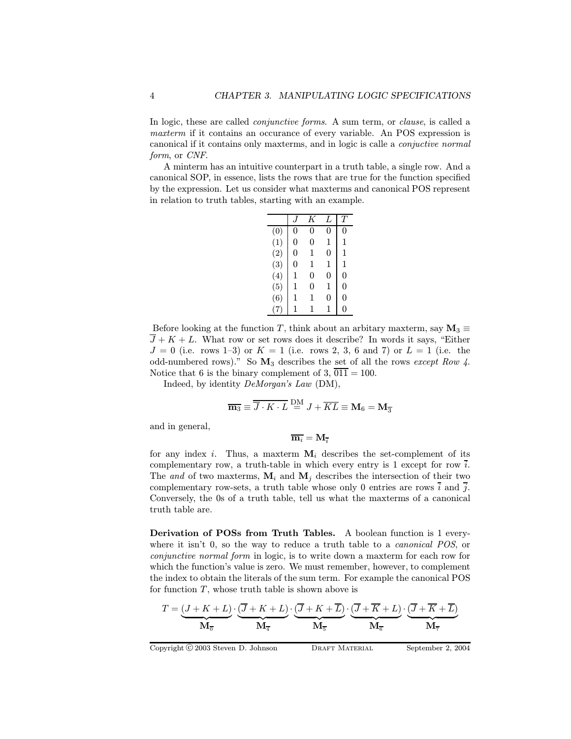In logic, these are called *conjunctive forms*. A sum term, or *clause*, is called a *maxterm* if it contains an occurance of every variable. An POS expression is canonical if it contains only maxterms, and in logic is calle a *conjuctive normal form*, or *CNF*.

A minterm has an intuitive counterpart in a truth table, a single row. And a canonical SOP, in essence, lists the rows that are true for the function specified by the expression. Let us consider what maxterms and canonical POS represent in relation to truth tables, starting with an example.

| | $J$ | $K$ | $L$ | $T$ |
|---|---|---|---|---|
| (0) | 0 | 0 | 0 | 0 |
| (1) | 0 | 0 | 1 | 1 |
| (2) | 0 | 1 | 0 | 1 |
| (3) | 0 | 1 | 1 | 1 |
| (4) | 1 | 0 | 0 | 0 |
| (5) | 1 | 0 | 1 | 0 |
| (6) | 1 | 1 | 0 | 0 |
| (7) | 1 | 1 | 1 | 0 |

Before looking at the function $T$, think about an arbitary maxterm, say $\mathbf{M}_3 \equiv \overline{J} + K + L$. What row or set rows does it describe? In words it says, "Either $J = 0$ (i.e. rows 1–3) or $K = 1$ (i.e. rows 2, 3, 6 and 7) or $L = 1$ (i.e. the odd-numbered rows)." So $\mathbf{M}_3$ describes the set of all the rows *except Row 4*. Notice that 6 is the binary complement of 3, $\overline{011} = 100$.

Indeed, by identity *DeMorgan's Law* (DM),

$$\overline{\mathbf{m}_3} \equiv \overline{\overline{J} \cdot K \cdot L} \overset{\text{DM}}{=} J + \overline{KL} \equiv \mathbf{M}_6 = \mathbf{M}_{\overline{3}}$$

and in general,

$$\overline{\mathbf{m}_i} = \mathbf{M}_{\overline{i}}$$

for any index $i$. Thus, a maxterm $\mathbf{M}_i$ describes the set-complement of its complementary row, a truth-table in which every entry is 1 except for row $\overline{i}$. The *and* of two maxterms, $\mathbf{M}_i$ and $\mathbf{M}_j$ describes the intersection of their two complementary row-sets, a truth table whose only 0 entries are rows $\overline{i}$ and $\overline{j}$. Conversely, the 0s of a truth table, tell us what the maxterms of a canonical truth table are.

**Derivation of POSs from Truth Tables.** A boolean function is 1 everywhere it isn't 0, so the way to reduce a truth table to a *canonical POS*, or *conjunctive normal form* in logic, is to write down a maxterm for each row for which the function's value is zero. We must remember, however, to complement the index to obtain the literals of the sum term. For example the canonical POS for function $T$, whose truth table is shown above is

$$T = \underbrace{(J + K + L)}_{\mathbf{M}_{\overline{0}}} \cdot \underbrace{(\overline{J} + K + L)}_{\mathbf{M}_{\overline{4}}} \cdot \underbrace{(\overline{J} + K + \overline{L})}_{\mathbf{M}_{\overline{5}}} \cdot \underbrace{(\overline{J} + \overline{K} + L)}_{\mathbf{M}_{\overline{6}}} \cdot \underbrace{(\overline{J} + \overline{K} + \overline{L})}_{\mathbf{M}_{\overline{7}}}$$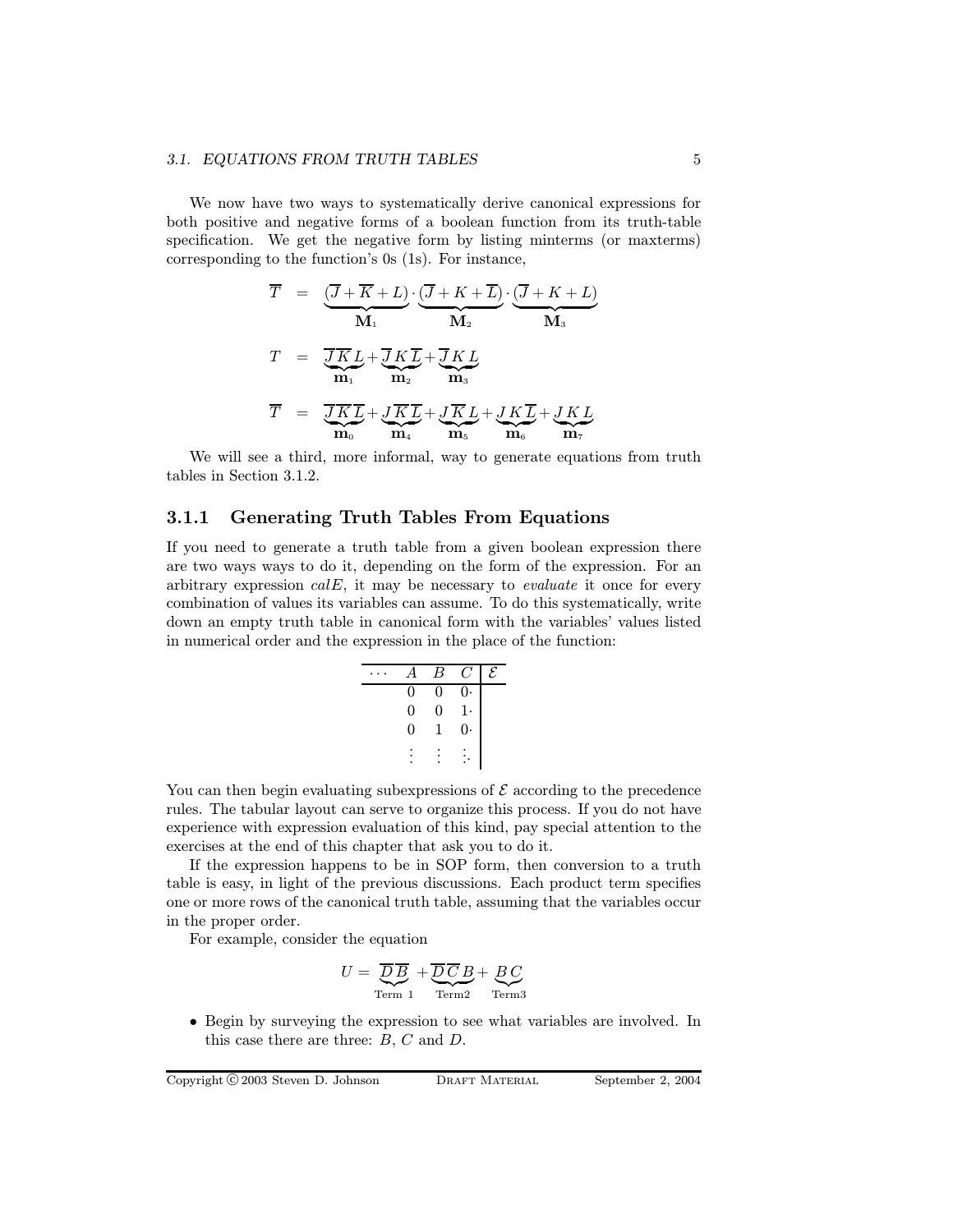We now have two ways to systematically derive canonical expressions for both positive and negative forms of a boolean function from its truth-table specification. We get the negative form by listing minterms (or maxterms) corresponding to the function's 0s (1s). For instance,

$$\overline{T} = \underbrace{(\overline{J} + \overline{K} + L)}_{\mathbf{M}_1} \cdot \underbrace{(\overline{J} + K + \overline{L})}_{\mathbf{M}_2} \cdot \underbrace{(\overline{J} + K + L)}_{\mathbf{M}_3}$$

$$T = \underbrace{\overline{J}\,\overline{K}\,L}_{\mathbf{m}_1} + \underbrace{\overline{J}\,K\,\overline{L}}_{\mathbf{m}_2} + \underbrace{\overline{J}\,K\,L}_{\mathbf{m}_3}$$

$$\overline{T} = \underbrace{\overline{J}\,\overline{K}\,\overline{L}}_{\mathbf{m}_0} + \underbrace{J\,\overline{K}\,\overline{L}}_{\mathbf{m}_4} + \underbrace{J\,\overline{K}\,L}_{\mathbf{m}_5} + \underbrace{J\,K\,\overline{L}}_{\mathbf{m}_6} + \underbrace{J\,K\,L}_{\mathbf{m}_7}$$

We will see a third, more informal, way to generate equations from truth tables in Section 3.1.2.

### 3.1.1 Generating Truth Tables From Equations

If you need to generate a truth table from a given boolean expression there are two ways ways to do it, depending on the form of the expression. For an arbitrary expression *calE*, it may be necessary to *evaluate* it once for every combination of values its variables can assume. To do this systematically, write down an empty truth table in canonical form with the variables' values listed in numerical order and the expression in the place of the function:

| $\cdots$ | $A$ | $B$ | $C$ | $\mathcal{E}$ |
|---|---|---|---|---|
| | 0 | 0 | 0· | |
| | 0 | 0 | 1· | |
| | 0 | 1 | 0· | |
| | ⋮ | ⋮ | ⋱ | |

You can then begin evaluating subexpressions of $\mathcal{E}$ according to the precedence rules. The tabular layout can serve to organize this process. If you do not have experience with expression evaluation of this kind, pay special attention to the exercises at the end of this chapter that ask you to do it.

If the expression happens to be in SOP form, then conversion to a truth table is easy, in light of the previous discussions. Each product term specifies one or more rows of the canonical truth table, assuming that the variables occur in the proper order.

For example, consider the equation

$$U = \underbrace{\overline{D}\,\overline{B}}_{\text{Term 1}} + \underbrace{\overline{D}\,\overline{C}\,B}_{\text{Term2}} + \underbrace{B\,C}_{\text{Term3}}$$

- Begin by surveying the expression to see what variables are involved. In this case there are three: $B$, $C$ and $D$.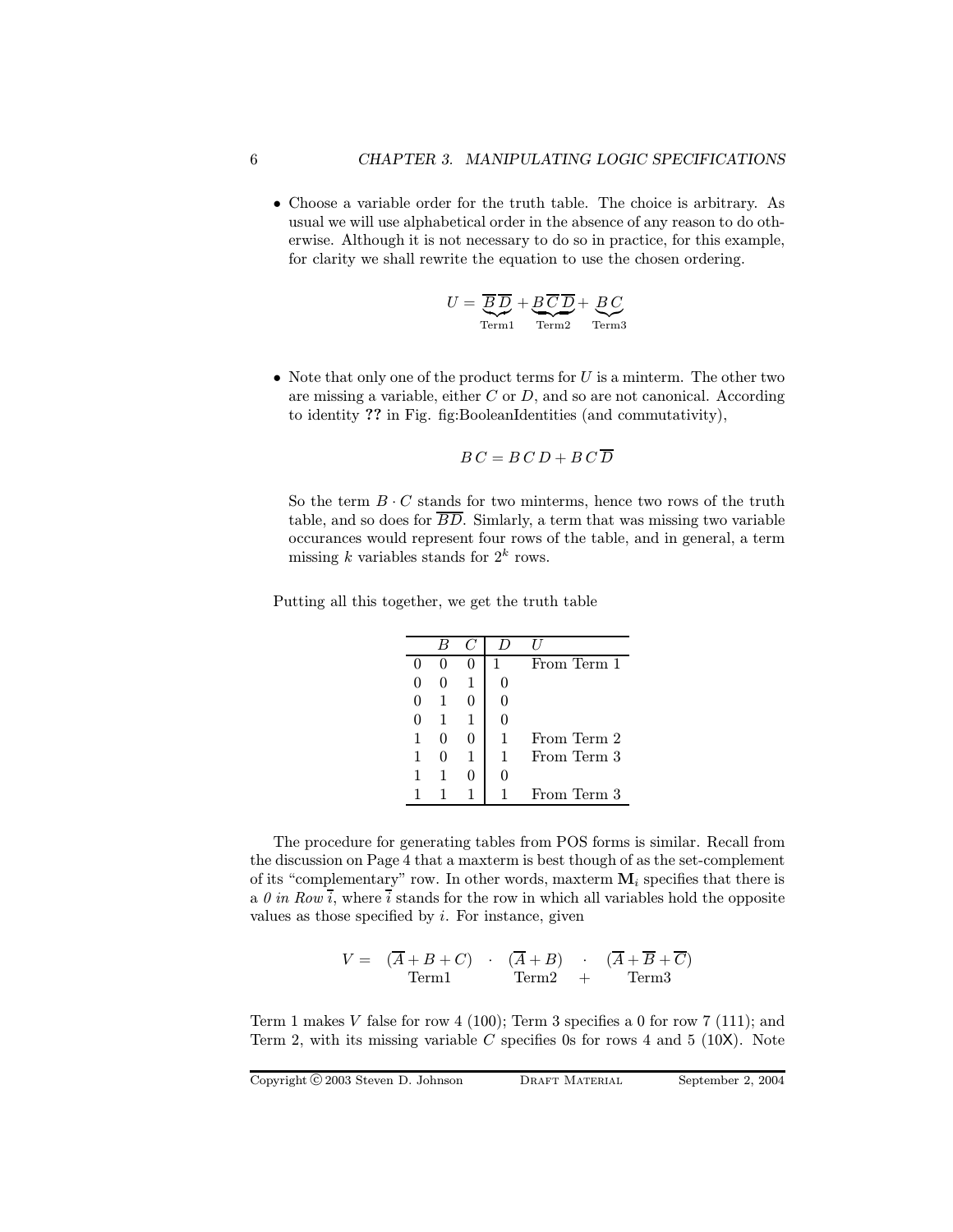- Choose a variable order for the truth table. The choice is arbitrary. As usual we will use alphabetical order in the absence of any reason to do otherwise. Although it is not necessary to do so in practice, for this example, for clarity we shall rewrite the equation to use the chosen ordering.

$$U = \underbrace{\overline{B}\,\overline{D}}_{\text{Term1}} + \underbrace{B\,\overline{C}\,\overline{D}}_{\text{Term2}} + \underbrace{B\,C}_{\text{Term3}}$$

- Note that only one of the product terms for $U$ is a minterm. The other two are missing a variable, either $C$ or $D$, and so are not canonical. According to identity **??** in Fig. fig:BooleanIdentities (and commutativity),

$$B\,C = B\,C\,D + B\,C\,\overline{D}$$

  So the term $B \cdot C$ stands for two minterms, hence two rows of the truth table, and so does for $\overline{BD}$. Simlarly, a term that was missing two variable occurances would represent four rows of the table, and in general, a term missing $k$ variables stands for $2^k$ rows.

Putting all this together, we get the truth table

| | $B$ | $C$ | $D$ | $U$ |
|---|---|---|---|---|
| 0 | 0 | 0 | 1 | From Term 1 |
| 0 | 0 | 1 | 0 | |
| 0 | 1 | 0 | 0 | |
| 0 | 1 | 1 | 0 | |
| 1 | 0 | 0 | 1 | From Term 2 |
| 1 | 0 | 1 | 1 | From Term 3 |
| 1 | 1 | 0 | 0 | |
| 1 | 1 | 1 | 1 | From Term 3 |

The procedure for generating tables from POS forms is similar. Recall from the discussion on Page 4 that a maxterm is best though of as the set-complement of its "complementary" row. In other words, maxterm $\mathbf{M}_i$ specifies that there is a *0 in Row* $\overline{i}$, where $\overline{i}$ stands for the row in which all variables hold the opposite values as those specified by $i$. For instance, given

$$V = \underset{\text{Term1}}{(\overline{A} + B + C)} \quad \cdot \quad \underset{\text{Term2}}{(\overline{A} + B)} \quad \underset{+}{\cdot} \quad \underset{\text{Term3}}{(\overline{A} + \overline{B} + \overline{C})}$$

Term 1 makes $V$ false for row 4 (100); Term 3 specifies a 0 for row 7 (111); and Term 2, with its missing variable $C$ specifies 0s for rows 4 and 5 (10X). Note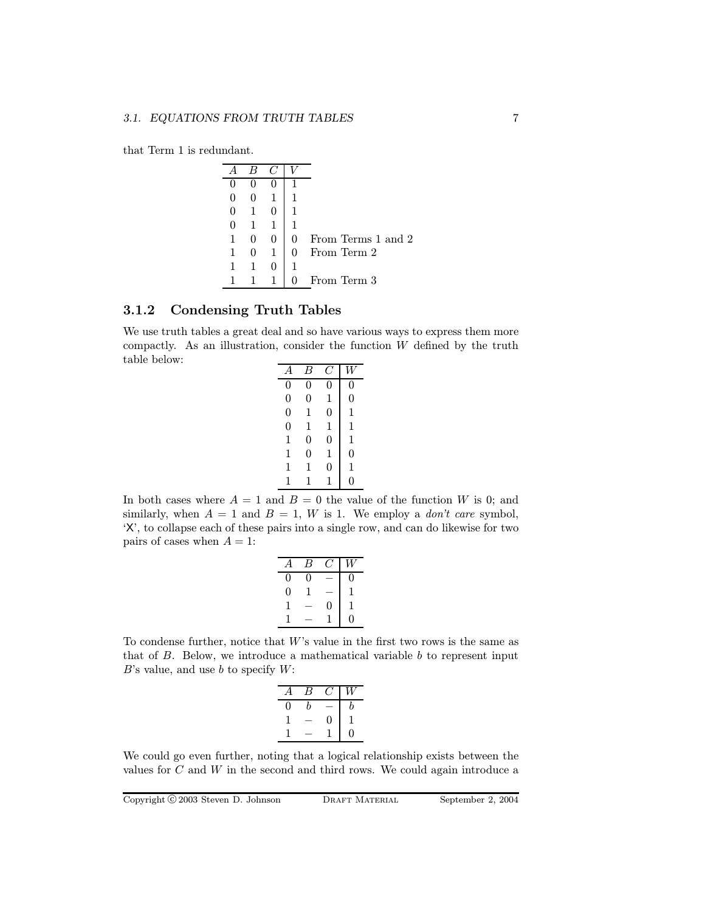that Term 1 is redundant.

| $A$ | $B$ | $C$ | $V$ | |
|---|---|---|---|---|
| 0 | 0 | 0 | 1 | |
| 0 | 0 | 1 | 1 | |
| 0 | 1 | 0 | 1 | |
| 0 | 1 | 1 | 1 | |
| 1 | 0 | 0 | 0 | From Terms 1 and 2 |
| 1 | 0 | 1 | 0 | From Term 2 |
| 1 | 1 | 0 | 1 | |
| 1 | 1 | 1 | 0 | From Term 3 |

### 3.1.2 Condensing Truth Tables

We use truth tables a great deal and so have various ways to express them more compactly. As an illustration, consider the function $W$ defined by the truth table below:

| $A$ | $B$ | $C$ | $W$ |
|---|---|---|---|
| 0 | 0 | 0 | 0 |
| 0 | 0 | 1 | 0 |
| 0 | 1 | 0 | 1 |
| 0 | 1 | 1 | 1 |
| 1 | 0 | 0 | 1 |
| 1 | 0 | 1 | 0 |
| 1 | 1 | 0 | 1 |
| 1 | 1 | 1 | 0 |

In both cases where $A = 1$ and $B = 0$ the value of the function $W$ is 0; and similarly, when $A = 1$ and $B = 1$, $W$ is 1. We employ a *don't care* symbol, 'X', to collapse each of these pairs into a single row, and can do likewise for two pairs of cases when $A = 1$:

| $A$ | $B$ | $C$ | $W$ |
|---|---|---|---|
| 0 | 0 | – | 0 |
| 0 | 1 | – | 1 |
| 1 | – | 0 | 1 |
| 1 | – | 1 | 0 |

To condense further, notice that $W$'s value in the first two rows is the same as that of $B$. Below, we introduce a mathematical variable $b$ to represent input $B$'s value, and use $b$ to specify $W$:

| $A$ | $B$ | $C$ | $W$ |
|---|---|---|---|
| 0 | $b$ | – | $b$ |
| 1 | – | 0 | 1 |
| 1 | – | 1 | 0 |

We could go even further, noting that a logical relationship exists between the values for $C$ and $W$ in the second and third rows. We could again introduce a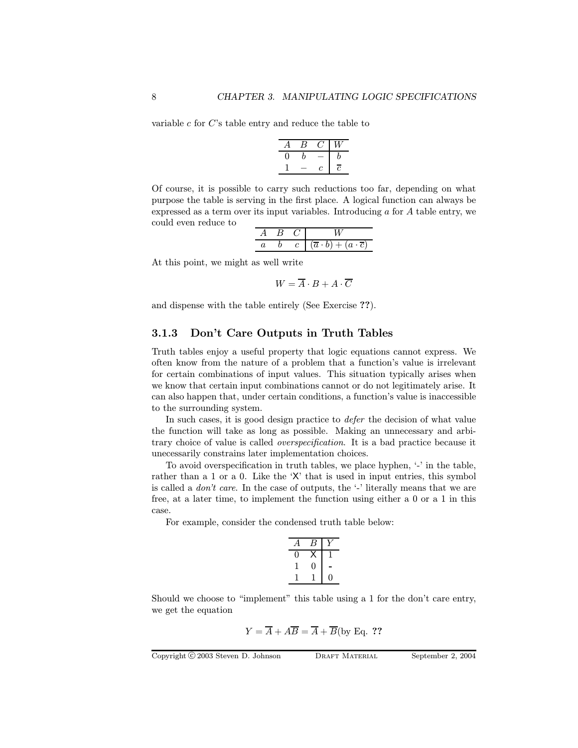variable $c$ for $C$'s table entry and reduce the table to

| $A$ | $B$ | $C$ | $W$ |
|---|---|---|---|
| 0 | $b$ | $-$ | $b$ |
| 1 | $-$ | $c$ | $\overline{c}$ |

Of course, it is possible to carry such reductions too far, depending on what purpose the table is serving in the first place. A logical function can always be expressed as a term over its input variables. Introducing $a$ for $A$ table entry, we could even reduce to

| $A$ | $B$ | $C$ | $W$ |
|---|---|---|---|
| $a$ | $b$ | $c$ | $(\overline{a} \cdot b) + (a \cdot \overline{c})$ |

At this point, we might as well write

$$W = \overline{A} \cdot B + A \cdot \overline{C}$$

and dispense with the table entirely (See Exercise **??**).

### 3.1.3 Don't Care Outputs in Truth Tables

Truth tables enjoy a useful property that logic equations cannot express. We often know from the nature of a problem that a function's value is irrelevant for certain combinations of input values. This situation typically arises when we know that certain input combinations cannot or do not legitimately arise. It can also happen that, under certain conditions, a function's value is inaccessible to the surrounding system.

In such cases, it is good design practice to *defer* the decision of what value the function will take as long as possible. Making an unnecessary and arbitrary choice of value is called *overspecification*. It is a bad practice because it unecessarily constrains later implementation choices.

To avoid overspecification in truth tables, we place hyphen, '-' in the table, rather than a 1 or a 0. Like the 'X' that is used in input entries, this symbol is called a *don't care*. In the case of outputs, the '-' literally means that we are free, at a later time, to implement the function using either a 0 or a 1 in this case.

For example, consider the condensed truth table below:

| $A$ | $B$ | $Y$ |
|---|---|---|
| 0 | X | 1 |
| 1 | 0 | - |
| 1 | 1 | 0 |

Should we choose to "implement" this table using a 1 for the don't care entry, we get the equation

$$Y = \overline{A} + A\overline{B} = \overline{A} + \overline{B} \text{(by Eq. ??}$$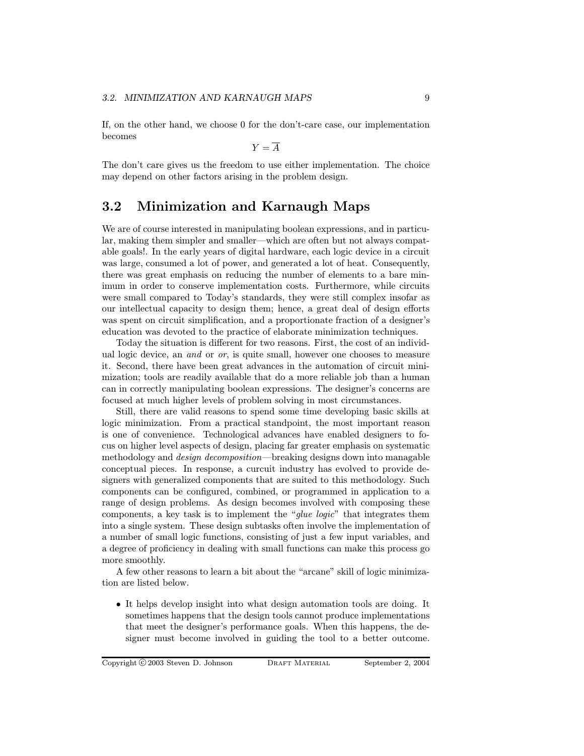If, on the other hand, we choose 0 for the don't-care case, our implementation becomes

$$Y = \overline{A}$$

The don't care gives us the freedom to use either implementation. The choice may depend on other factors arising in the problem design.

## 3.2 Minimization and Karnaugh Maps

We are of course interested in manipulating boolean expressions, and in particular, making them simpler and smaller—which are often but not always compatable goals!. In the early years of digital hardware, each logic device in a circuit was large, consumed a lot of power, and generated a lot of heat. Consequently, there was great emphasis on reducing the number of elements to a bare minimum in order to conserve implementation costs. Furthermore, while circuits were small compared to Today's standards, they were still complex insofar as our intellectual capacity to design them; hence, a great deal of design efforts was spent on circuit simplification, and a proportionate fraction of a designer's education was devoted to the practice of elaborate minimization techniques.

Today the situation is different for two reasons. First, the cost of an individual logic device, an *and* or *or*, is quite small, however one chooses to measure it. Second, there have been great advances in the automation of circuit minimization; tools are readily available that do a more reliable job than a human can in correctly manipulating boolean expressions. The designer's concerns are focused at much higher levels of problem solving in most circumstances.

Still, there are valid reasons to spend some time developing basic skills at logic minimization. From a practical standpoint, the most important reason is one of convenience. Technological advances have enabled designers to focus on higher level aspects of design, placing far greater emphasis on systematic methodology and *design decomposition*—breaking designs down into managable conceptual pieces. In response, a curcuit industry has evolved to provide designers with generalized components that are suited to this methodology. Such components can be configured, combined, or programmed in application to a range of design problems. As design becomes involved with composing these components, a key task is to implement the "*glue logic*" that integrates them into a single system. These design subtasks often involve the implementation of a number of small logic functions, consisting of just a few input variables, and a degree of proficiency in dealing with small functions can make this process go more smoothly.

A few other reasons to learn a bit about the "arcane" skill of logic minimization are listed below.

- It helps develop insight into what design automation tools are doing. It sometimes happens that the design tools cannot produce implementations that meet the designer's performance goals. When this happens, the designer must become involved in guiding the tool to a better outcome.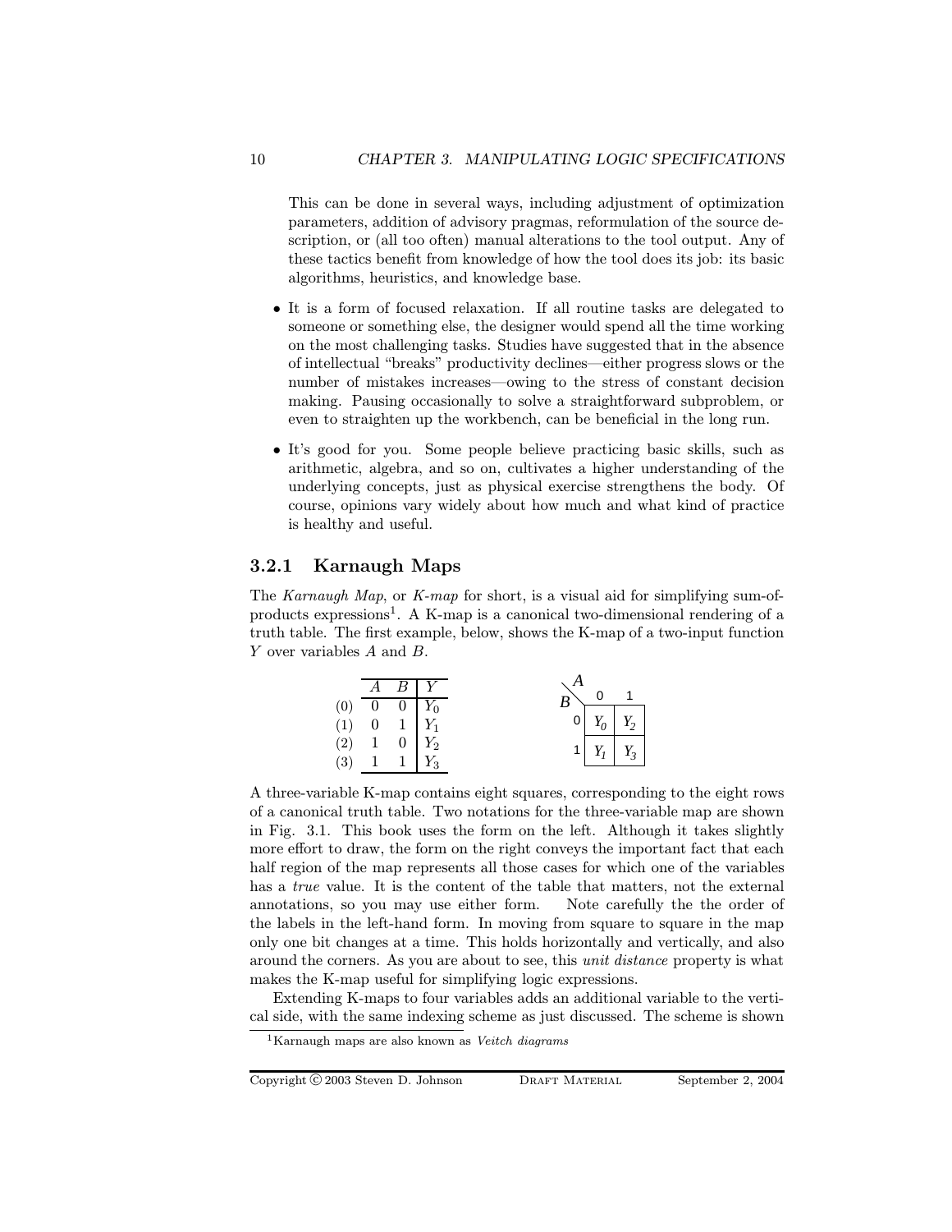This can be done in several ways, including adjustment of optimization parameters, addition of advisory pragmas, reformulation of the source description, or (all too often) manual alterations to the tool output. Any of these tactics benefit from knowledge of how the tool does its job: its basic algorithms, heuristics, and knowledge base.

- It is a form of focused relaxation. If all routine tasks are delegated to someone or something else, the designer would spend all the time working on the most challenging tasks. Studies have suggested that in the absence of intellectual "breaks" productivity declines—either progress slows or the number of mistakes increases—owing to the stress of constant decision making. Pausing occasionally to solve a straightforward subproblem, or even to straighten up the workbench, can be beneficial in the long run.

- It's good for you. Some people believe practicing basic skills, such as arithmetic, algebra, and so on, cultivates a higher understanding of the underlying concepts, just as physical exercise strengthens the body. Of course, opinions vary widely about how much and what kind of practice is healthy and useful.

### 3.2.1 Karnaugh Maps

The *Karnaugh Map*, or *K-map* for short, is a visual aid for simplifying sum-of-products expressions[1]. A K-map is a canonical two-dimensional rendering of a truth table. The first example, below, shows the K-map of a two-input function $Y$ over variables $A$ and $B$.

| | $A$ | $B$ | $Y$ |
|---|---|---|---|
| (0) | 0 | 0 | $Y_0$ |
| (1) | 0 | 1 | $Y_1$ |
| (2) | 1 | 0 | $Y_2$ |
| (3) | 1 | 1 | $Y_3$ |

| $B \backslash A$ | 0 | 1 |
|---|---|---|
| 0 | $Y_0$ | $Y_2$ |
| 1 | $Y_1$ | $Y_3$ |

A three-variable K-map contains eight squares, corresponding to the eight rows of a canonical truth table. Two notations for the three-variable map are shown in Fig. 3.1. This book uses the form on the left. Although it takes slightly more effort to draw, the form on the right conveys the important fact that each half region of the map represents all those cases for which one of the variables has a *true* value. It is the content of the table that matters, not the external annotations, so you may use either form. Note carefully the the order of the labels in the left-hand form. In moving from square to square in the map only one bit changes at a time. This holds horizontally and vertically, and also around the corners. As you are about to see, this *unit distance* property is what makes the K-map useful for simplifying logic expressions.

Extending K-maps to four variables adds an additional variable to the vertical side, with the same indexing scheme as just discussed. The scheme is shown

[1] Karnaugh maps are also known as *Veitch diagrams*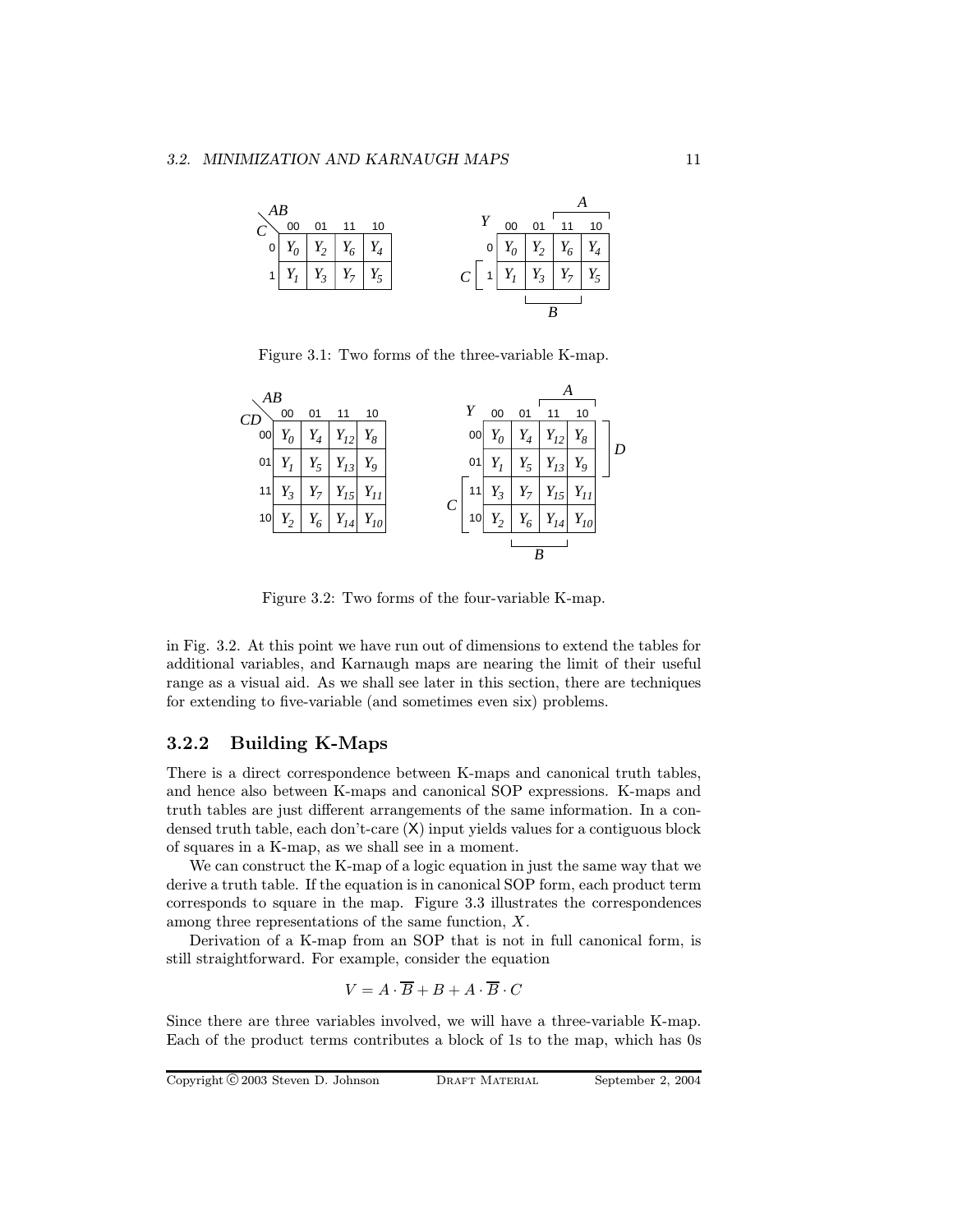| C \ AB | 00 | 01 | 11 | 10 |
|---|---|---|---|---|
| 0 | $Y_0$ | $Y_2$ | $Y_6$ | $Y_4$ |
| 1 | $Y_1$ | $Y_3$ | $Y_7$ | $Y_5$ |

| Y | 00 | 01 | 11 | 10 |
|---|---|---|---|---|
| 0 | $Y_0$ | $Y_2$ | $Y_6$ | $Y_4$ |
| 1 (C) | $Y_1$ | $Y_3$ | $Y_7$ | $Y_5$ |

(A spans columns 11, 10; B spans columns 01, 11; C spans row 1.)

Figure 3.1: Two forms of the three-variable K-map.

| CD \ AB | 00 | 01 | 11 | 10 |
|---|---|---|---|---|
| 00 | $Y_0$ | $Y_4$ | $Y_{12}$ | $Y_8$ |
| 01 | $Y_1$ | $Y_5$ | $Y_{13}$ | $Y_9$ |
| 11 | $Y_3$ | $Y_7$ | $Y_{15}$ | $Y_{11}$ |
| 10 | $Y_2$ | $Y_6$ | $Y_{14}$ | $Y_{10}$ |

| Y | 00 | 01 | 11 | 10 |
|---|---|---|---|---|
| 00 | $Y_0$ | $Y_4$ | $Y_{12}$ | $Y_8$ |
| 01 | $Y_1$ | $Y_5$ | $Y_{13}$ | $Y_9$ |
| 11 | $Y_3$ | $Y_7$ | $Y_{15}$ | $Y_{11}$ |
| 10 | $Y_2$ | $Y_6$ | $Y_{14}$ | $Y_{10}$ |

(A spans columns 11, 10; B spans columns 01, 11; C spans rows 11, 10; D spans rows 00, 01.)

Figure 3.2: Two forms of the four-variable K-map.

in Fig. 3.2. At this point we have run out of dimensions to extend the tables for additional variables, and Karnaugh maps are nearing the limit of their useful range as a visual aid. As we shall see later in this section, there are techniques for extending to five-variable (and sometimes even six) problems.

### 3.2.2 Building K-Maps

There is a direct correspondence between K-maps and canonical truth tables, and hence also between K-maps and canonical SOP expressions. K-maps and truth tables are just different arrangements of the same information. In a condensed truth table, each don't-care (X) input yields values for a contiguous block of squares in a K-map, as we shall see in a moment.

We can construct the K-map of a logic equation in just the same way that we derive a truth table. If the equation is in canonical SOP form, each product term corresponds to square in the map. Figure 3.3 illustrates the correspondences among three representations of the same function, $X$.

Derivation of a K-map from an SOP that is not in full canonical form, is still straightforward. For example, consider the equation

$$V = A \cdot \overline{B} + B + A \cdot \overline{B} \cdot C$$

Since there are three variables involved, we will have a three-variable K-map. Each of the product terms contributes a block of 1s to the map, which has 0s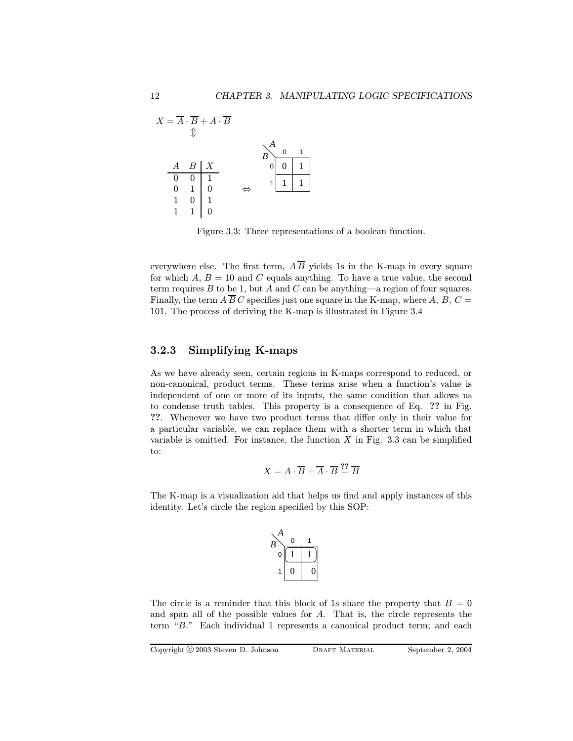$X = \overline{A} \cdot \overline{B} + A \cdot \overline{B}$

$\Updownarrow$

| $A$ | $B$ | $X$ |
|---|---|---|
| 0 | 0 | 1 |
| 0 | 1 | 0 |
| 1 | 0 | 1 |
| 1 | 1 | 0 |

$\Leftrightarrow$

| $B \backslash A$ | 0 | 1 |
|---|---|---|
| 0 | 0 | 1 |
| 1 | 1 | 1 |

Figure 3.3: Three representations of a boolean function.

everywhere else. The first term, $A\overline{B}$ yields 1s in the K-map in every square for which $A$, $B = 10$ and $C$ equals anything. To have a true value, the second term requires $B$ to be 1, but $A$ and $C$ can be anything—a region of four squares. Finally, the term $A\,\overline{B}\,C$ specifies just one square in the K-map, where $A$, $B$, $C =$ 101. The process of deriving the K-map is illustrated in Figure 3.4

### 3.2.3 Simplifying K-maps

As we have already seen, certain regions in K-maps correspond to reduced, or non-canonical, product terms. These terms arise when a function's value is independent of one or more of its inputs, the same condition that allows us to condense truth tables. This property is a consequence of Eq. **??** in Fig. **??**. Whenever we have two product terms that differ only in their value for a particular variable, we can replace them with a shorter term in which that variable is omitted. For instance, the function $X$ in Fig. 3.3 can be simplified to:

$$X = A \cdot \overline{B} + \overline{A} \cdot \overline{B} \overset{??}{=} \overline{B}$$

The K-map is a visualization aid that helps us find and apply instances of this identity. Let's circle the region specified by this SOP:

| $B \backslash A$ | 0 | 1 |
|---|---|---|
| 0 | 1 | 1 |
| 1 | 0 | 0 |

The circle is a reminder that this block of 1s share the property that $B = 0$ and span all of the possible values for $A$. That is, the circle represents the term "$B$." Each individual 1 represents a canonical product term; and each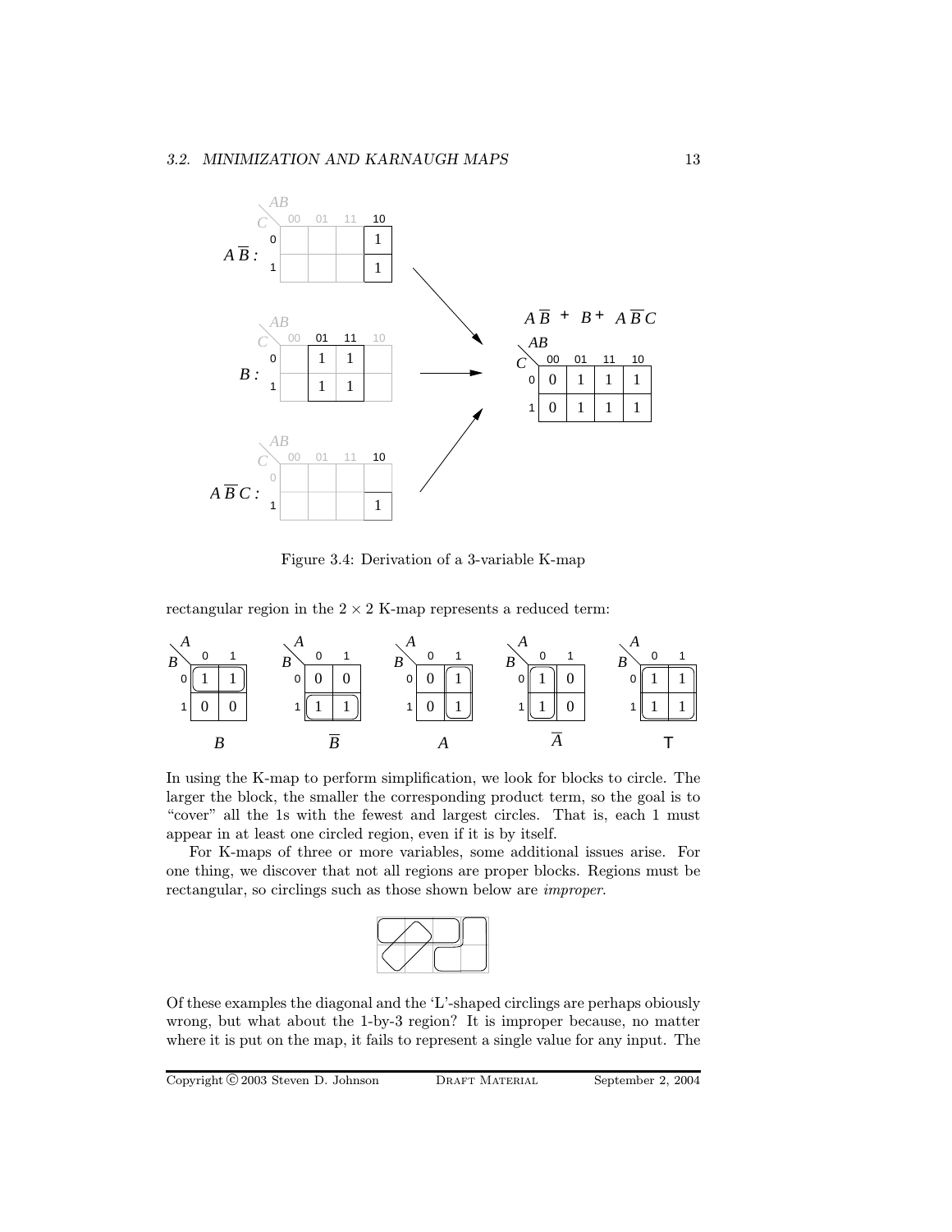Figure 3.4: Derivation of a 3-variable K-map

rectangular region in the $2 \times 2$ K-map represents a reduced term:

In using the K-map to perform simplification, we look for blocks to circle. The larger the block, the smaller the corresponding product term, so the goal is to "cover" all the 1s with the fewest and largest circles. That is, each 1 must appear in at least one circled region, even if it is by itself.

For K-maps of three or more variables, some additional issues arise. For one thing, we discover that not all regions are proper blocks. Regions must be rectangular, so circlings such as those shown below are *improper*.

Of these examples the diagonal and the 'L'-shaped circlings are perhaps obiously wrong, but what about the 1-by-3 region? It is improper because, no matter where it is put on the map, it fails to represent a single value for any input. The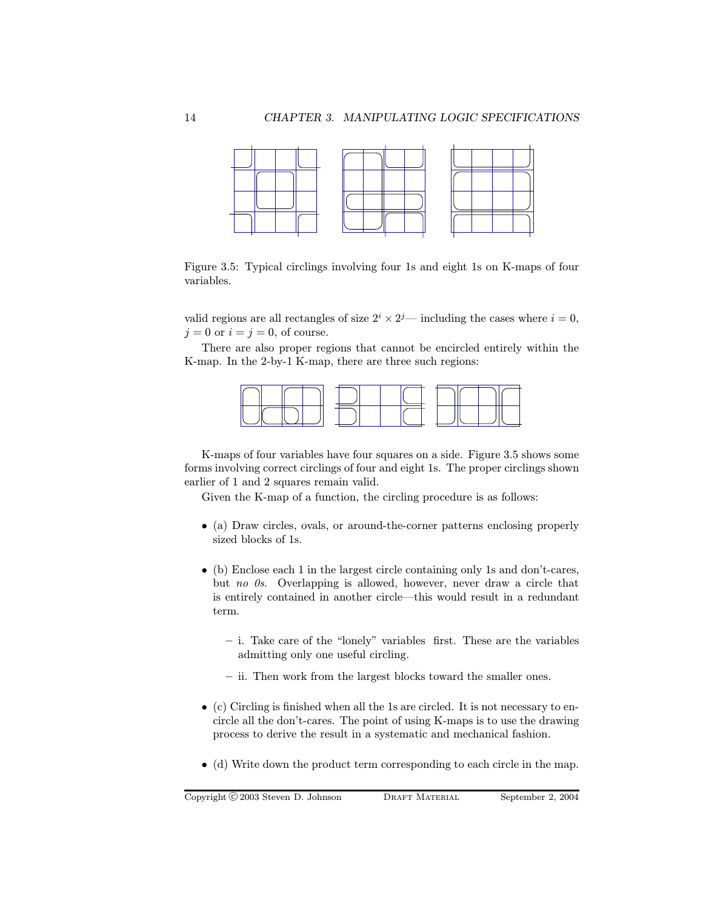Figure 3.5: Typical circlings involving four 1s and eight 1s on K-maps of four variables.

valid regions are all rectangles of size $2^i \times 2^j$— including the cases where $i = 0$, $j = 0$ or $i = j = 0$, of course.

There are also proper regions that cannot be encircled entirely within the K-map. In the 2-by-1 K-map, there are three such regions:

K-maps of four variables have four squares on a side. Figure 3.5 shows some forms involving correct circlings of four and eight 1s. The proper circlings shown earlier of 1 and 2 squares remain valid.

Given the K-map of a function, the circling procedure is as follows:

- (a) Draw circles, ovals, or around-the-corner patterns enclosing properly sized blocks of 1s.
- (b) Enclose each 1 in the largest circle containing only 1s and don't-cares, but *no 0s*. Overlapping is allowed, however, never draw a circle that is entirely contained in another circle—this would result in a redundant term.
  - i. Take care of the "lonely" variables first. These are the variables admitting only one useful circling.
  - ii. Then work from the largest blocks toward the smaller ones.
- (c) Circling is finished when all the 1s are circled. It is not necessary to encircle all the don't-cares. The point of using K-maps is to use the drawing process to derive the result in a systematic and mechanical fashion.
- (d) Write down the product term corresponding to each circle in the map.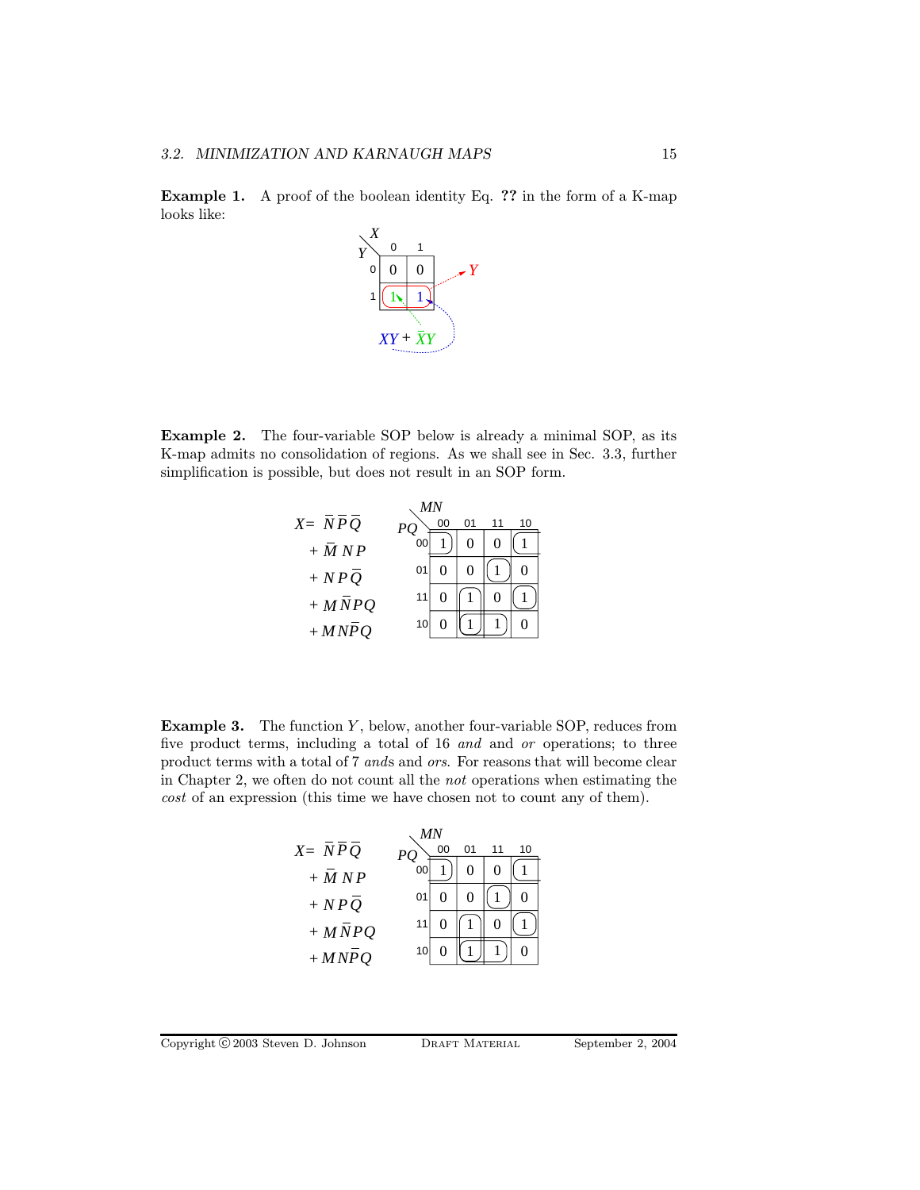**Example 1.** A proof of the boolean identity Eq. **??** in the form of a K-map looks like:

| $Y \backslash X$ | 0 | 1 |
|---|---|---|
| 0 | 0 | 0 |
| 1 | 1 | 1 |

$Y$

$XY + \bar{X}Y$

**Example 2.** The four-variable SOP below is already a minimal SOP, as its K-map admits no consolidation of regions. As we shall see in Sec. 3.3, further simplification is possible, but does not result in an SOP form.

$$X = \bar{N}\bar{P}\bar{Q} + \bar{M}NP + NP\bar{Q} + M\bar{N}PQ + MN\bar{P}Q$$

| $PQ \backslash MN$ | 00 | 01 | 11 | 10 |
|---|---|---|---|---|
| 00 | 1 | 0 | 0 | 1 |
| 01 | 0 | 0 | 1 | 0 |
| 11 | 0 | 1 | 0 | 1 |
| 10 | 0 | 1 | 1 | 0 |

**Example 3.** The function $Y$, below, another four-variable SOP, reduces from five product terms, including a total of 16 *and* and *or* operations; to three product terms with a total of 7 *ands* and *ors*. For reasons that will become clear in Chapter 2, we often do not count all the *not* operations when estimating the *cost* of an expression (this time we have chosen not to count any of them).

$$X = \bar{N}\bar{P}\bar{Q} + \bar{M}NP + NP\bar{Q} + M\bar{N}PQ + MN\bar{P}Q$$

| $PQ \backslash MN$ | 00 | 01 | 11 | 10 |
|---|---|---|---|---|
| 00 | 1 | 0 | 0 | 1 |
| 01 | 0 | 0 | 1 | 0 |
| 11 | 0 | 1 | 0 | 1 |
| 10 | 0 | 1 | 1 | 0 |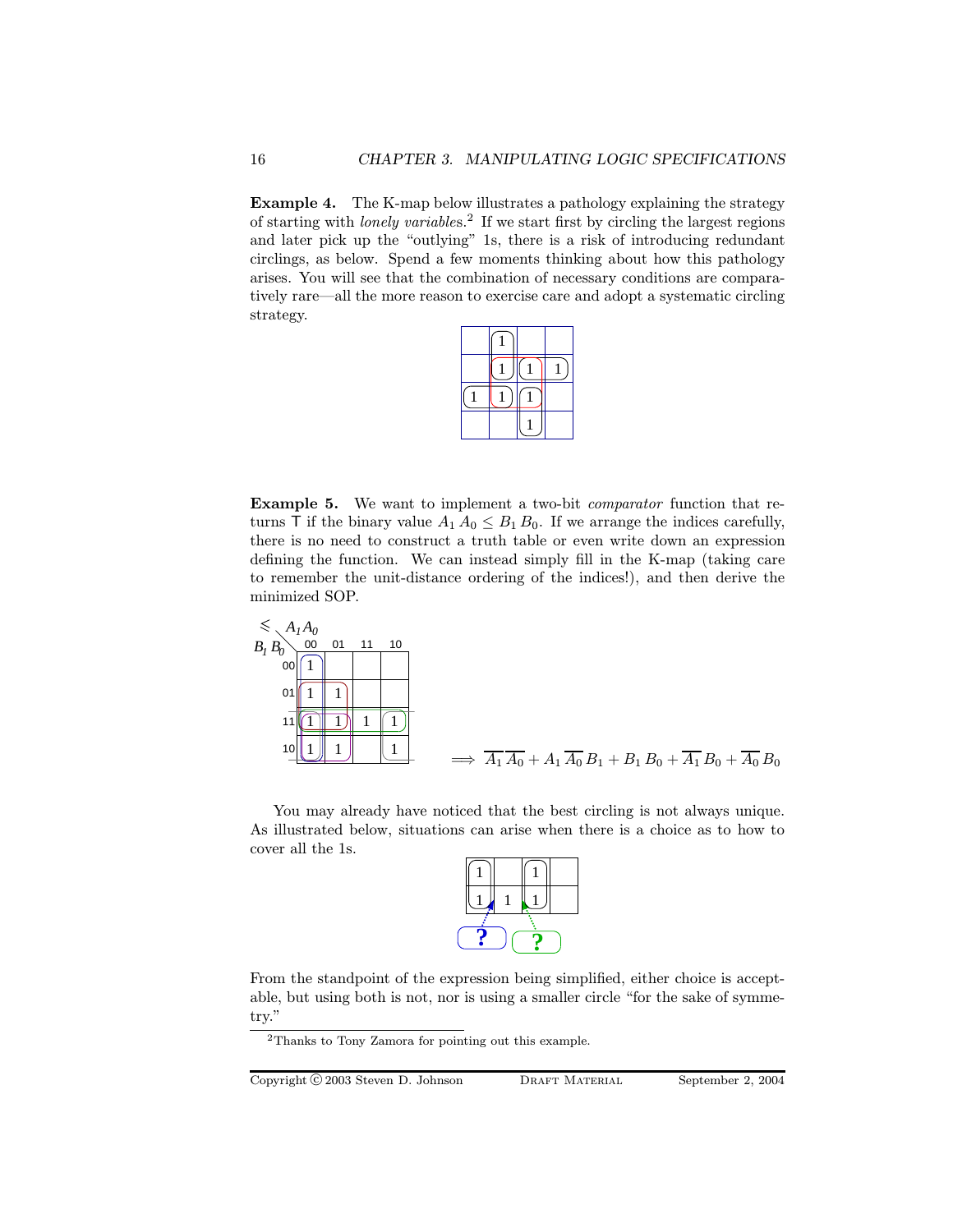**Example 4.** The K-map below illustrates a pathology explaining the strategy of starting with *lonely variables*.[2] If we start first by circling the largest regions and later pick up the "outlying" 1s, there is a risk of introducing redundant circlings, as below. Spend a few moments thinking about how this pathology arises. You will see that the combination of necessary conditions are comparatively rare—all the more reason to exercise care and adopt a systematic circling strategy.

| | | | |
|---|---|---|---|
| | 1 | | |
| | 1 | 1 | 1 |
| 1 | 1 | 1 | |
| | | 1 | |

**Example 5.** We want to implement a two-bit *comparator* function that returns T if the binary value $A_1\,A_0 \leq B_1\,B_0$. If we arrange the indices carefully, there is no need to construct a truth table or even write down an expression defining the function. We can instead simply fill in the K-map (taking care to remember the unit-distance ordering of the indices!), and then derive the minimized SOP.

| $\leqslant$ $B_1 B_0$ \ $A_1 A_0$ | 00 | 01 | 11 | 10 |
|---|---|---|---|---|
| 00 | 1 | | | |
| 01 | 1 | 1 | | |
| 11 | 1 | 1 | 1 | 1 |
| 10 | 1 | 1 | | 1 |

$$\Longrightarrow \overline{A_1}\,\overline{A_0} + A_1\,\overline{A_0}\,B_1 + B_1\,B_0 + \overline{A_1}\,B_0 + \overline{A_0}\,B_0$$

You may already have noticed that the best circling is not always unique. As illustrated below, situations can arise when there is a choice as to how to cover all the 1s.

| | | | |
|---|---|---|---|
| 1 | | 1 | |
| 1 | 1 | 1 | |

From the standpoint of the expression being simplified, either choice is acceptable, but using both is not, nor is using a smaller circle "for the sake of symmetry."

[2] Thanks to Tony Zamora for pointing out this example.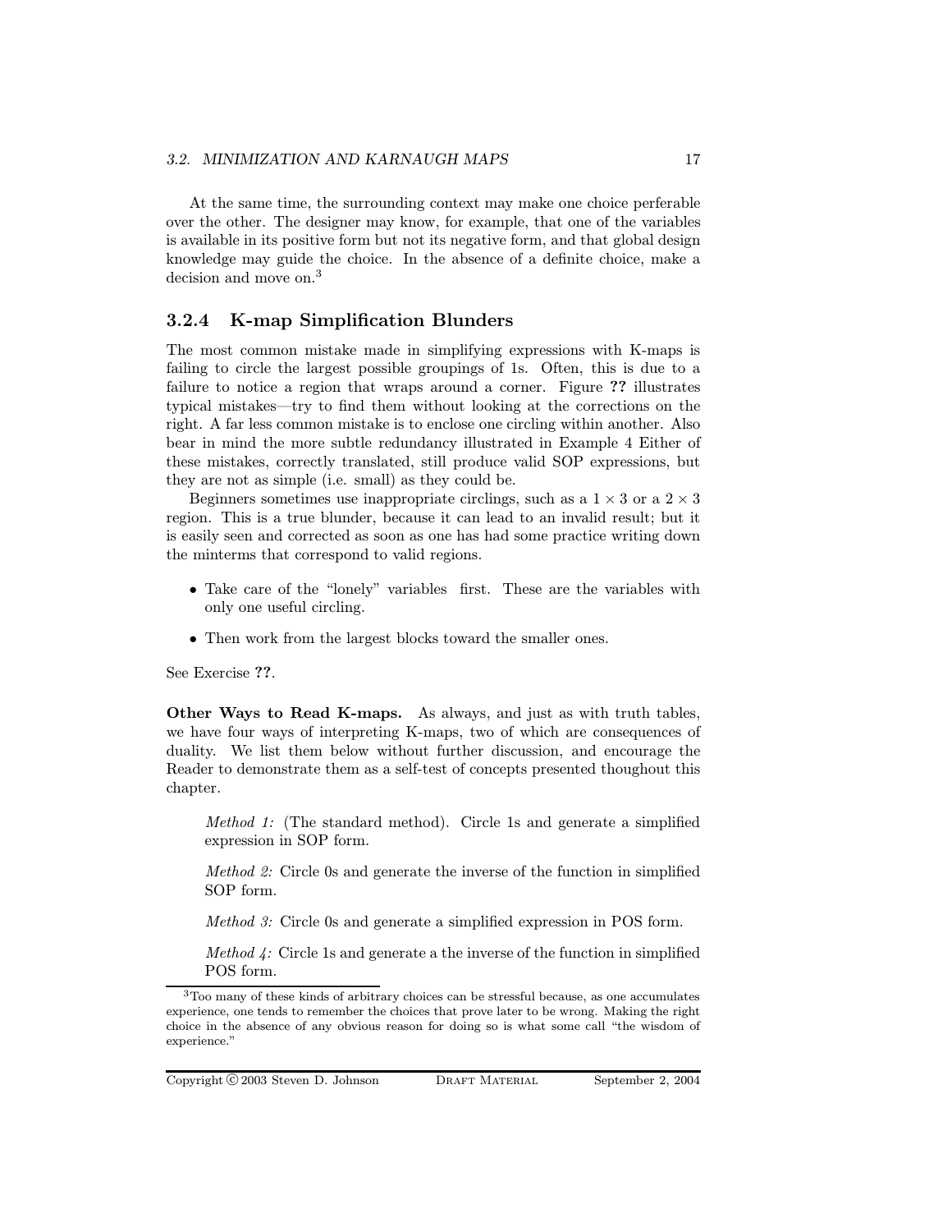At the same time, the surrounding context may make one choice perferable over the other. The designer may know, for example, that one of the variables is available in its positive form but not its negative form, and that global design knowledge may guide the choice. In the absence of a definite choice, make a decision and move on.[3]

### 3.2.4 K-map Simplification Blunders

The most common mistake made in simplifying expressions with K-maps is failing to circle the largest possible groupings of 1s. Often, this is due to a failure to notice a region that wraps around a corner. Figure **??** illustrates typical mistakes—try to find them without looking at the corrections on the right. A far less common mistake is to enclose one circling within another. Also bear in mind the more subtle redundancy illustrated in Example 4 Either of these mistakes, correctly translated, still produce valid SOP expressions, but they are not as simple (i.e. small) as they could be.

Beginners sometimes use inappropriate circlings, such as a $1 \times 3$ or a $2 \times 3$ region. This is a true blunder, because it can lead to an invalid result; but it is easily seen and corrected as soon as one has had some practice writing down the minterms that correspond to valid regions.

- Take care of the "lonely" variables first. These are the variables with only one useful circling.
- Then work from the largest blocks toward the smaller ones.

See Exercise **??**.

**Other Ways to Read K-maps.** As always, and just as with truth tables, we have four ways of interpreting K-maps, two of which are consequences of duality. We list them below without further discussion, and encourage the Reader to demonstrate them as a self-test of concepts presented thoughout this chapter.

> *Method 1:* (The standard method). Circle 1s and generate a simplified expression in SOP form.
>
> *Method 2:* Circle 0s and generate the inverse of the function in simplified SOP form.
>
> *Method 3:* Circle 0s and generate a simplified expression in POS form.
>
> *Method 4:* Circle 1s and generate a the inverse of the function in simplified POS form.

[3] Too many of these kinds of arbitrary choices can be stressful because, as one accumulates experience, one tends to remember the choices that prove later to be wrong. Making the right choice in the absence of any obvious reason for doing so is what some call "the wisdom of experience."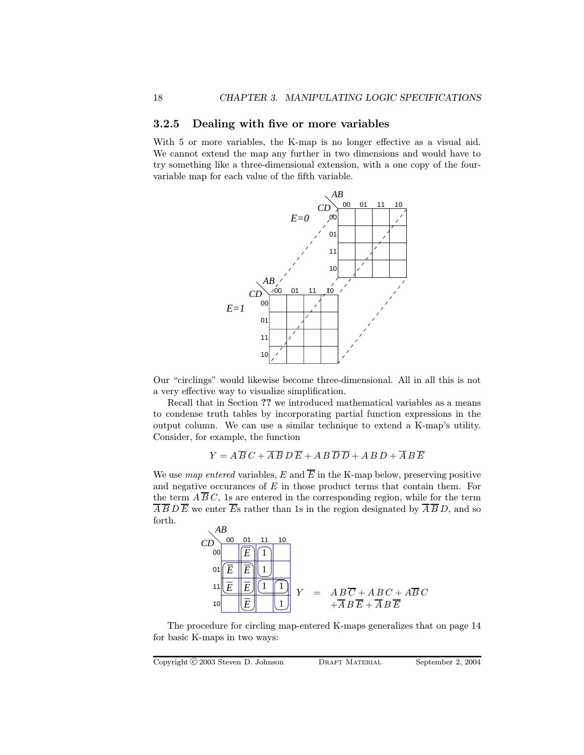### 3.2.5 Dealing with five or more variables

With 5 or more variables, the K-map is no longer effective as a visual aid. We cannot extend the map any further in two dimensions and would have to try something like a three-dimensional extension, with a one copy of the four-variable map for each value of the fifth variable.

Our "circlings" would likewise become three-dimensional. All in all this is not a very effective way to visualize simplification.

Recall that in Section **??** we introduced mathematical variables as a means to condense truth tables by incorporating partial function expressions in the output column. We can use a similar technique to extend a K-map's utility. Consider, for example, the function

$$Y = A\,\overline{B}\,C + \overline{A}\,\overline{B}\,D\,\overline{E} + A\,B\,\overline{D}\,\overline{D} + A\,B\,D + \overline{A}\,B\,\overline{E}$$

We use *map entered* variables, $E$ and $\overline{E}$ in the K-map below, preserving positive and negative occurances of $E$ in those product terms that contain them. For the term $A\,\overline{B}\,C$, 1s are entered in the corresponding region, while for the term $\overline{A}\,\overline{B}\,D\,\overline{E}$ we enter $\overline{E}$s rather than 1s in the region designated by $\overline{A}\,\overline{B}\,D$, and so forth.

| CD \ AB | 00 | 01 | 11 | 10 |
|---|---|---|---|---|
| 00 | | $\overline{E}$ | 1 | |
| 01 | $\overline{E}$ | $\overline{E}$ | 1 | |
| 11 | $\overline{E}$ | $\overline{E}$ | 1 | 1 |
| 10 | | $\overline{E}$ | | 1 |

$$Y = A\,B\,\overline{C} + A\,B\,C + A\overline{B}\,C + \overline{A}\,B\,\overline{E} + \overline{A}\,B\,\overline{E}$$

The procedure for circling map-entered K-maps generalizes that on page 14 for basic K-maps in two ways: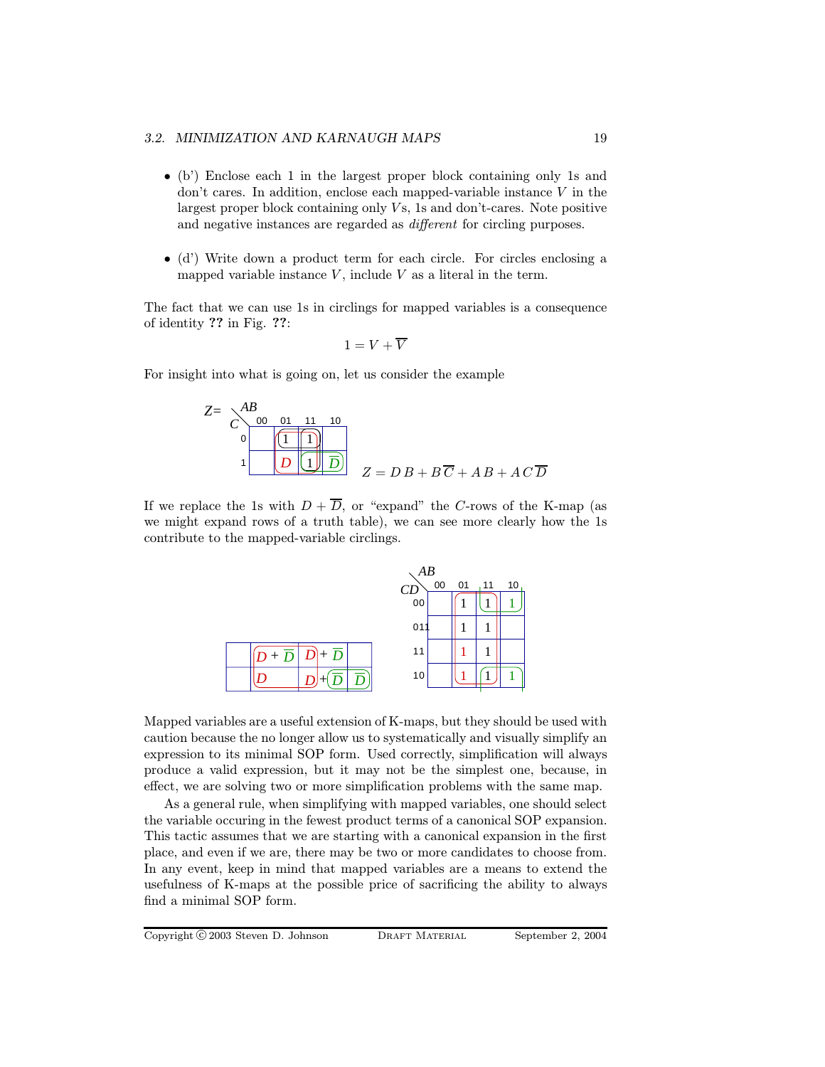- (b') Enclose each 1 in the largest proper block containing only 1s and don't cares. In addition, enclose each mapped-variable instance $V$ in the largest proper block containing only $V$s, 1s and don't-cares. Note positive and negative instances are regarded as *different* for circling purposes.

- (d') Write down a product term for each circle. For circles enclosing a mapped variable instance $V$, include $V$ as a literal in the term.

The fact that we can use 1s in circlings for mapped variables is a consequence of identity **??** in Fig. **??**:

$$1 = V + \overline{V}$$

For insight into what is going on, let us consider the example

$Z=$

| C \ AB | 00 | 01 | 11 | 10 |
|---|---|---|---|---|
| 0 | | 1 | 1 | |
| 1 | | $D$ | 1 | $\overline{D}$ |

$$Z = D\,B + B\,\overline{C} + A\,B + A\,C\,\overline{D}$$

If we replace the 1s with $D + \overline{D}$, or "expand" the $C$-rows of the K-map (as we might expand rows of a truth table), we can see more clearly how the 1s contribute to the mapped-variable circlings.

| | | | |
|---|---|---|---|
| | $D + \overline{D}$ | $D + \overline{D}$ | |
| | $D$ | $D + \overline{D}$ | $\overline{D}$ |

| CD \ AB | 00 | 01 | 11 | 10 |
|---|---|---|---|---|
| 00 | | 1 | 1 | 1 |
| 01 | | 1 | 1 | |
| 11 | | 1 | 1 | |
| 10 | | 1 | 1 | 1 |

Mapped variables are a useful extension of K-maps, but they should be used with caution because the no longer allow us to systematically and visually simplify an expression to its minimal SOP form. Used correctly, simplification will always produce a valid expression, but it may not be the simplest one, because, in effect, we are solving two or more simplification problems with the same map.

As a general rule, when simplifying with mapped variables, one should select the variable occuring in the fewest product terms of a canonical SOP expansion. This tactic assumes that we are starting with a canonical expansion in the first place, and even if we are, there may be two or more candidates to choose from. In any event, keep in mind that mapped variables are a means to extend the usefulness of K-maps at the possible price of sacrificing the ability to always find a minimal SOP form.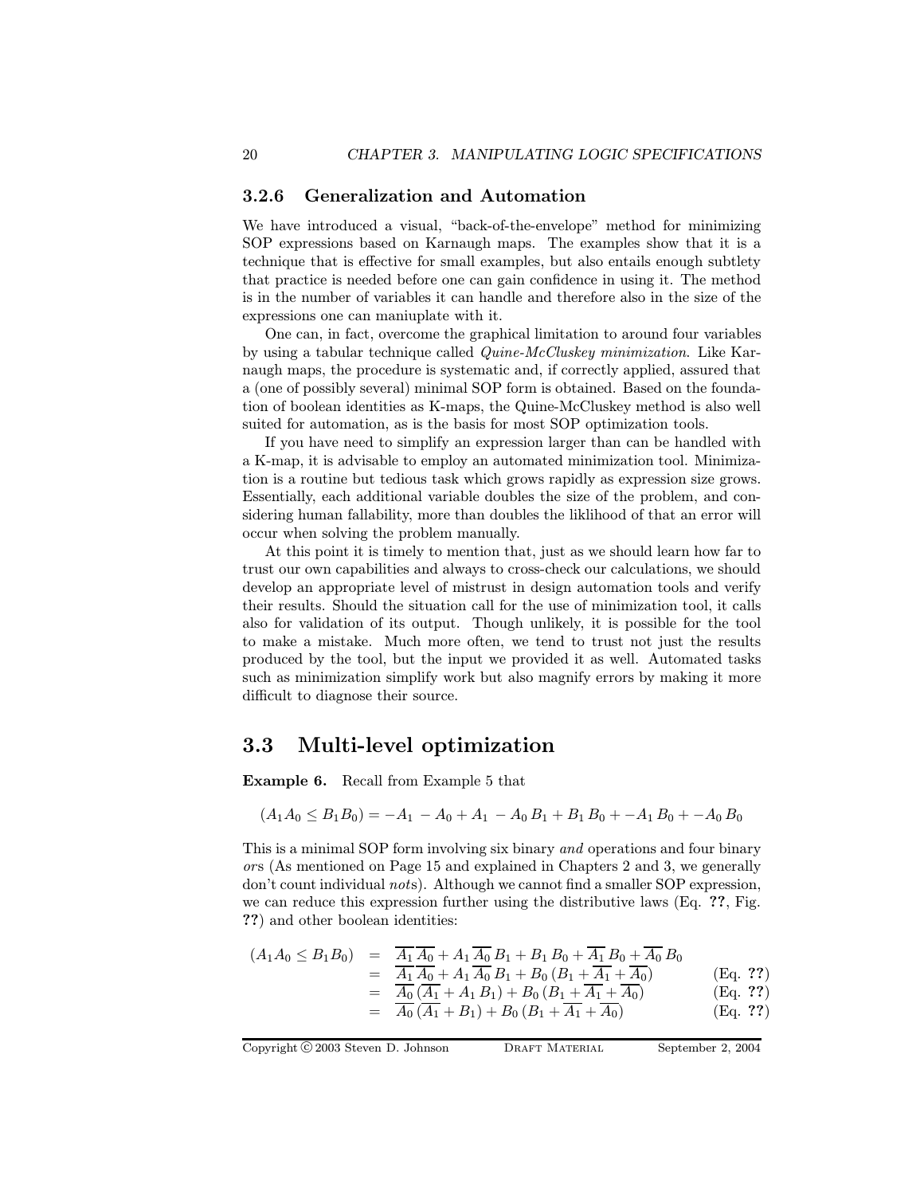### 3.2.6 Generalization and Automation

We have introduced a visual, "back-of-the-envelope" method for minimizing SOP expressions based on Karnaugh maps. The examples show that it is a technique that is effective for small examples, but also entails enough subtlety that practice is needed before one can gain confidence in using it. The method is in the number of variables it can handle and therefore also in the size of the expressions one can maniuplate with it.

One can, in fact, overcome the graphical limitation to around four variables by using a tabular technique called *Quine-McCluskey minimization*. Like Karnaugh maps, the procedure is systematic and, if correctly applied, assured that a (one of possibly several) minimal SOP form is obtained. Based on the foundation of boolean identities as K-maps, the Quine-McCluskey method is also well suited for automation, as is the basis for most SOP optimization tools.

If you have need to simplify an expression larger than can be handled with a K-map, it is advisable to employ an automated minimization tool. Minimization is a routine but tedious task which grows rapidly as expression size grows. Essentially, each additional variable doubles the size of the problem, and considering human fallability, more than doubles the liklihood of that an error will occur when solving the problem manually.

At this point it is timely to mention that, just as we should learn how far to trust our own capabilities and always to cross-check our calculations, we should develop an appropriate level of mistrust in design automation tools and verify their results. Should the situation call for the use of minimization tool, it calls also for validation of its output. Though unlikely, it is possible for the tool to make a mistake. Much more often, we tend to trust not just the results produced by the tool, but the input we provided it as well. Automated tasks such as minimization simplify work but also magnify errors by making it more difficult to diagnose their source.

## 3.3 Multi-level optimization

**Example 6.** Recall from Example 5 that

$$(A_1A_0 \leq B_1B_0) = -A_1\ -A_0 + A_1\ -A_0\,B_1 + B_1\,B_0 + -A_1\,B_0 + -A_0\,B_0$$

This is a minimal SOP form involving six binary *and* operations and four binary *or*s (As mentioned on Page 15 and explained in Chapters 2 and 3, we generally don't count individual *not*s). Although we cannot find a smaller SOP expression, we can reduce this expression further using the distributive laws (Eq. **??**, Fig. **??**) and other boolean identities:

$$\begin{aligned}
(A_1A_0 \leq B_1B_0) &= \overline{A_1}\,\overline{A_0} + A_1\,\overline{A_0}\,B_1 + B_1\,B_0 + \overline{A_1}\,B_0 + \overline{A_0}\,B_0 \\
&= \overline{A_1}\,\overline{A_0} + A_1\,\overline{A_0}\,B_1 + B_0\,(B_1 + \overline{A_1} + \overline{A_0}) && \text{(Eq. ??)} \\
&= \overline{A_0}\,(\overline{A_1} + A_1\,B_1) + B_0\,(B_1 + \overline{A_1} + \overline{A_0}) && \text{(Eq. ??)} \\
&= \overline{A_0}\,(\overline{A_1} + B_1) + B_0\,(B_1 + \overline{A_1} + \overline{A_0}) && \text{(Eq. ??)}
\end{aligned}$$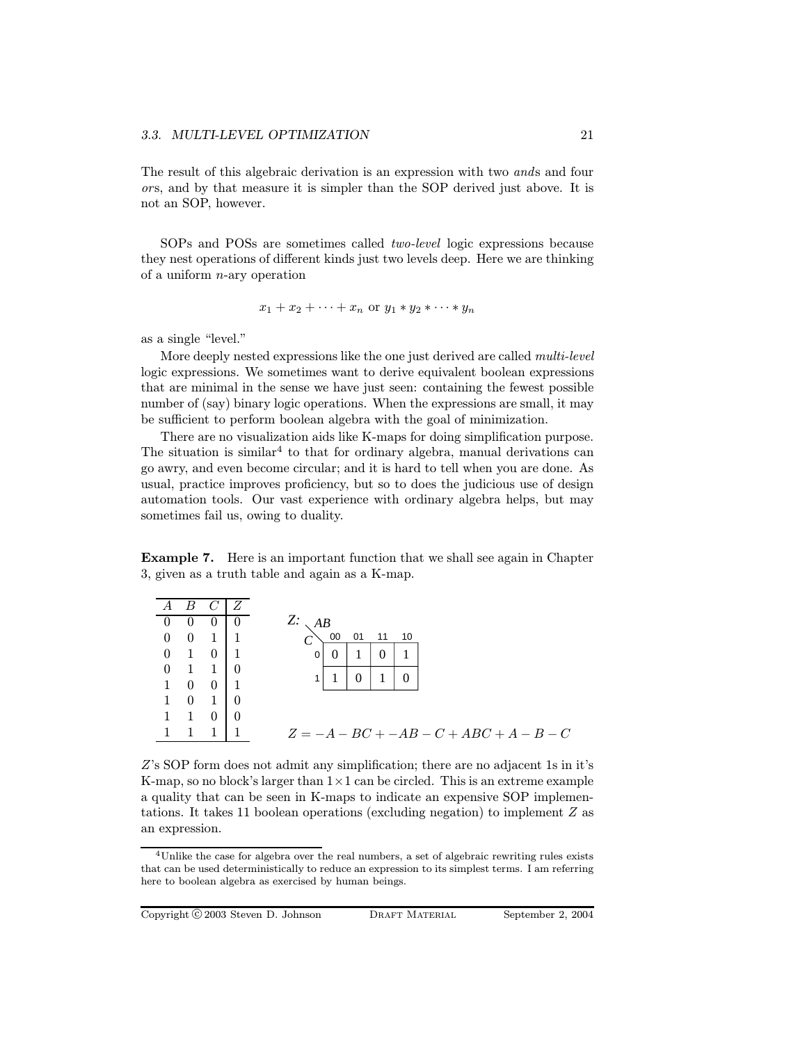The result of this algebraic derivation is an expression with two *and*s and four *or*s, and by that measure it is simpler than the SOP derived just above. It is not an SOP, however.

SOPs and POSs are sometimes called *two-level* logic expressions because they nest operations of different kinds just two levels deep. Here we are thinking of a uniform $n$-ary operation

$$x_1 + x_2 + \cdots + x_n \text{ or } y_1 * y_2 * \cdots * y_n$$

as a single "level."

More deeply nested expressions like the one just derived are called *multi-level* logic expressions. We sometimes want to derive equivalent boolean expressions that are minimal in the sense we have just seen: containing the fewest possible number of (say) binary logic operations. When the expressions are small, it may be sufficient to perform boolean algebra with the goal of minimization.

There are no visualization aids like K-maps for doing simplification purpose. The situation is similar[4] to that for ordinary algebra, manual derivations can go awry, and even become circular; and it is hard to tell when you are done. As usual, practice improves proficiency, but so to does the judicious use of design automation tools. Our vast experience with ordinary algebra helps, but may sometimes fail us, owing to duality.

**Example 7.** Here is an important function that we shall see again in Chapter 3, given as a truth table and again as a K-map.

| $A$ | $B$ | $C$ | $Z$ |
|---|---|---|---|
| 0 | 0 | 0 | 0 |
| 0 | 0 | 1 | 1 |
| 0 | 1 | 0 | 1 |
| 0 | 1 | 1 | 0 |
| 1 | 0 | 0 | 1 |
| 1 | 0 | 1 | 0 |
| 1 | 1 | 0 | 0 |
| 1 | 1 | 1 | 1 |

Z:

| C \ AB | 00 | 01 | 11 | 10 |
|---|---|---|---|---|
| 0 | 0 | 1 | 0 | 1 |
| 1 | 1 | 0 | 1 | 0 |

$$Z = -A - BC + -AB - C + ABC + A - B - C$$

$Z$'s SOP form does not admit any simplification; there are no adjacent 1s in it's K-map, so no block's larger than $1 \times 1$ can be circled. This is an extreme example a quality that can be seen in K-maps to indicate an expensive SOP implementations. It takes 11 boolean operations (excluding negation) to implement $Z$ as an expression.

---

[4]Unlike the case for algebra over the real numbers, a set of algebraic rewriting rules exists that can be used deterministically to reduce an expression to its simplest terms. I am referring here to boolean algebra as exercised by human beings.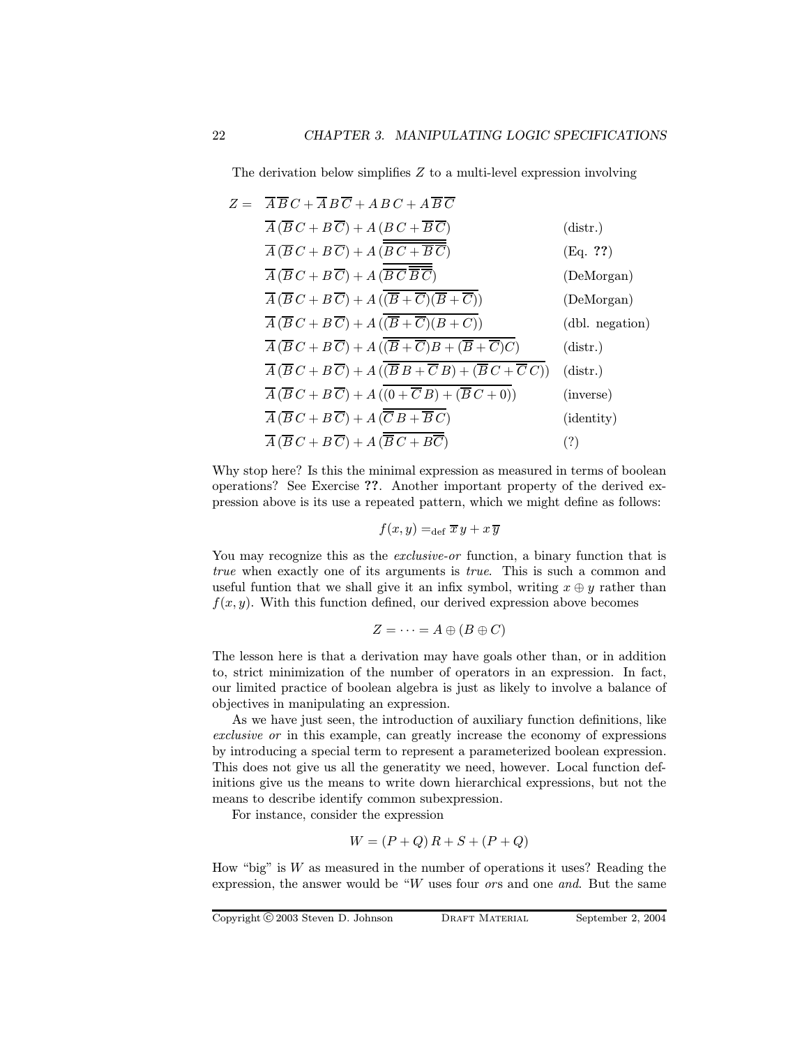The derivation below simplifies $Z$ to a multi-level expression involving

$$
\begin{array}{lll}
Z = & \overline{A}\,\overline{B}\,C + \overline{A}\,B\,\overline{C} + A\,B\,C + A\,\overline{B}\,\overline{C} & \\
& \overline{A}\,(\overline{B}\,C + B\,\overline{C}) + A\,(B\,C + \overline{B}\,\overline{C}) & \text{(distr.)} \\
& \overline{A}\,(\overline{B}\,C + B\,\overline{C}) + A\,(\overline{\overline{B\,C + \overline{B}\,\overline{C}}}) & \text{(Eq. ??)} \\
& \overline{A}\,(\overline{B}\,C + B\,\overline{C}) + A\,(\overline{\overline{B\,C}\;\overline{\overline{B}\,\overline{C}}}) & \text{(DeMorgan)} \\
& \overline{A}\,(\overline{B}\,C + B\,\overline{C}) + A\,(\overline{(\overline{B} + \overline{C})(\overline{\overline{B}} + \overline{\overline{C}})}) & \text{(DeMorgan)} \\
& \overline{A}\,(\overline{B}\,C + B\,\overline{C}) + A\,(\overline{(\overline{B} + \overline{C})(B + C)}) & \text{(dbl. negation)} \\
& \overline{A}\,(\overline{B}\,C + B\,\overline{C}) + A\,(\overline{(\overline{B} + \overline{C})B + (\overline{B} + \overline{C})C}) & \text{(distr.)} \\
& \overline{A}\,(\overline{B}\,C + B\,\overline{C}) + A\,(\overline{(\overline{B}\,B + \overline{C}\,B) + (\overline{B}\,C + \overline{C}\,C)}) & \text{(distr.)} \\
& \overline{A}\,(\overline{B}\,C + B\,\overline{C}) + A\,(\overline{(0 + \overline{C}\,B) + (\overline{B}\,C + 0)}) & \text{(inverse)} \\
& \overline{A}\,(\overline{B}\,C + B\,\overline{C}) + A\,(\overline{\overline{C}\,B + \overline{B}\,C}) & \text{(identity)} \\
& \overline{A}\,(\overline{B}\,C + B\,\overline{C}) + A\,(\overline{\overline{B}\,C + B\overline{C}}) & \text{(?)}
\end{array}
$$

Why stop here? Is this the minimal expression as measured in terms of boolean operations? See Exercise **??**. Another important property of the derived expression above is its use a repeated pattern, which we might define as follows:

$$f(x, y) =_{\text{def}} \overline{x}\,y + x\,\overline{y}$$

You may recognize this as the *exclusive-or* function, a binary function that is *true* when exactly one of its arguments is *true*. This is such a common and useful funtion that we shall give it an infix symbol, writing $x \oplus y$ rather than $f(x, y)$. With this function defined, our derived expression above becomes

$$Z = \cdots = A \oplus (B \oplus C)$$

The lesson here is that a derivation may have goals other than, or in addition to, strict minimization of the number of operators in an expression. In fact, our limited practice of boolean algebra is just as likely to involve a balance of objectives in manipulating an expression.

As we have just seen, the introduction of auxiliary function definitions, like *exclusive or* in this example, can greatly increase the economy of expressions by introducing a special term to represent a parameterized boolean expression. This does not give us all the generatity we need, however. Local function definitions give us the means to write down hierarchical expressions, but not the means to describe identify common subexpression.

For instance, consider the expression

$$W = (P + Q)\,R + S + (P + Q)$$

How "big" is $W$ as measured in the number of operations it uses? Reading the expression, the answer would be "$W$ uses four *or*s and one *and*. But the same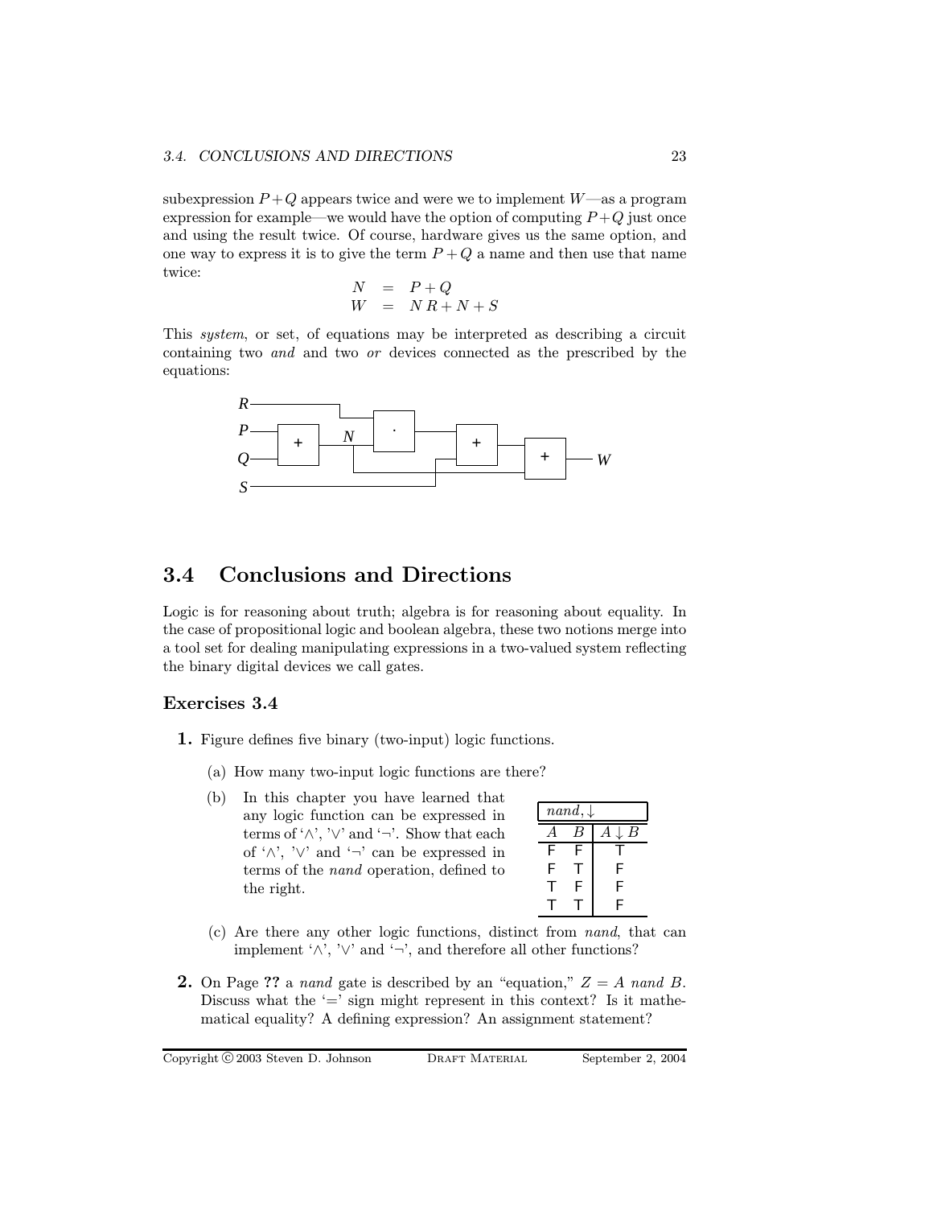subexpression $P+Q$ appears twice and were we to implement $W$—as a program expression for example—we would have the option of computing $P+Q$ just once and using the result twice. Of course, hardware gives us the same option, and one way to express it is to give the term $P+Q$ a name and then use that name twice:

$$
\begin{aligned}
N &= P + Q \\
W &= N\,R + N + S
\end{aligned}
$$

This *system*, or set, of equations may be interpreted as describing a circuit containing two *and* and two *or* devices connected as the prescribed by the equations:

## 3.4 Conclusions and Directions

Logic is for reasoning about truth; algebra is for reasoning about equality. In the case of propositional logic and boolean algebra, these two notions merge into a tool set for dealing manipulating expressions in a two-valued system reflecting the binary digital devices we call gates.

### Exercises 3.4

**1.** Figure defines five binary (two-input) logic functions.

(a) How many two-input logic functions are there?

(b) In this chapter you have learned that any logic function can be expressed in terms of '$\wedge$', '$\vee$' and '$\neg$'. Show that each of '$\wedge$', '$\vee$' and '$\neg$' can be expressed in terms of the *nand* operation, defined to the right.

| *nand*, $\downarrow$ | | |
|---|---|---|
| $A$ | $B$ | $A \downarrow B$ |
| F | F | T |
| F | T | F |
| T | F | F |
| T | T | F |

(c) Are there any other logic functions, distinct from *nand*, that can implement '$\wedge$', '$\vee$' and '$\neg$', and therefore all other functions?

**2.** On Page **??** a *nand* gate is described by an "equation," $Z = A$ *nand* $B$. Discuss what the '=' sign might represent in this context? Is it mathematical equality? A defining expression? An assignment statement?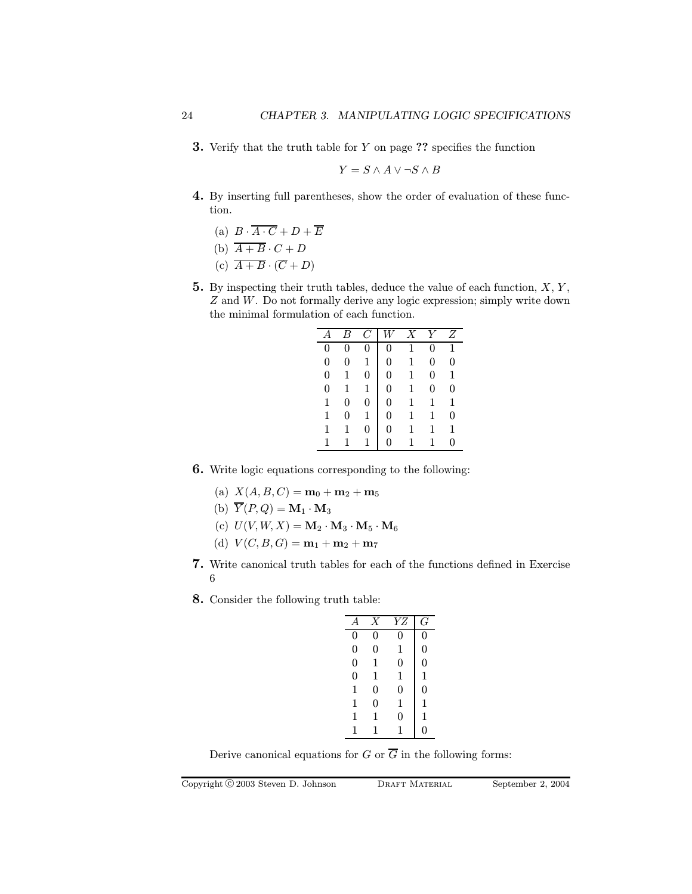**3.** Verify that the truth table for $Y$ on page **??** specifies the function

$$Y = S \wedge A \vee \neg S \wedge B$$

**4.** By inserting full parentheses, show the order of evaluation of these function.

(a) $B \cdot \overline{A \cdot C} + D + \overline{E}$

(b) $\overline{A + B} \cdot C + D$

(c) $\overline{A + B} \cdot (\overline{C} + D)$

**5.** By inspecting their truth tables, deduce the value of each function, $X$, $Y$, $Z$ and $W$. Do not formally derive any logic expression; simply write down the minimal formulation of each function.

| $A$ | $B$ | $C$ | $W$ | $X$ | $Y$ | $Z$ |
|---|---|---|---|---|---|---|
| 0 | 0 | 0 | 0 | 1 | 0 | 1 |
| 0 | 0 | 1 | 0 | 1 | 0 | 0 |
| 0 | 1 | 0 | 0 | 1 | 0 | 1 |
| 0 | 1 | 1 | 0 | 1 | 0 | 0 |
| 1 | 0 | 0 | 0 | 1 | 1 | 1 |
| 1 | 0 | 1 | 0 | 1 | 1 | 0 |
| 1 | 1 | 0 | 0 | 1 | 1 | 1 |
| 1 | 1 | 1 | 0 | 1 | 1 | 0 |

**6.** Write logic equations corresponding to the following:

(a) $X(A, B, C) = \mathbf{m}_0 + \mathbf{m}_2 + \mathbf{m}_5$

(b) $\overline{Y}(P, Q) = \mathbf{M}_1 \cdot \mathbf{M}_3$

(c) $U(V, W, X) = \mathbf{M}_2 \cdot \mathbf{M}_3 \cdot \mathbf{M}_5 \cdot \mathbf{M}_6$

(d) $V(C, B, G) = \mathbf{m}_1 + \mathbf{m}_2 + \mathbf{m}_7$

**7.** Write canonical truth tables for each of the functions defined in Exercise 6

**8.** Consider the following truth table:

| $A$ | $X$ | $YZ$ | $G$ |
|---|---|---|---|
| 0 | 0 | 0 | 0 |
| 0 | 0 | 1 | 0 |
| 0 | 1 | 0 | 0 |
| 0 | 1 | 1 | 1 |
| 1 | 0 | 0 | 0 |
| 1 | 0 | 1 | 1 |
| 1 | 1 | 0 | 1 |
| 1 | 1 | 1 | 0 |

Derive canonical equations for $G$ or $\overline{G}$ in the following forms: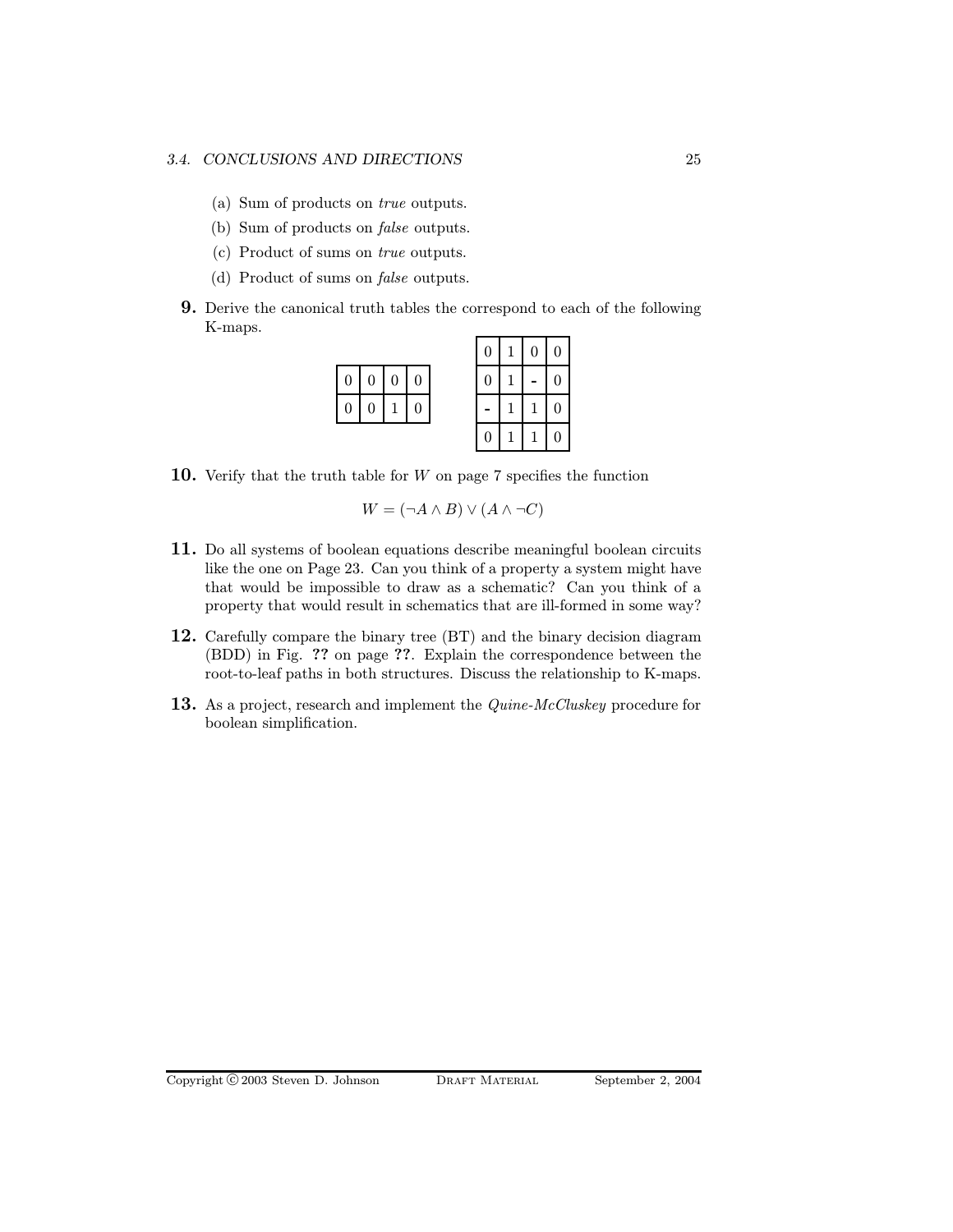(a) Sum of products on *true* outputs.

(b) Sum of products on *false* outputs.

(c) Product of sums on *true* outputs.

(d) Product of sums on *false* outputs.

**9.** Derive the canonical truth tables the correspond to each of the following K-maps.

| | | | |
|---|---|---|---|
| 0 | 0 | 0 | 0 |
| 0 | 0 | 1 | 0 |

| | | | |
|---|---|---|---|
| 0 | 1 | 0 | 0 |
| 0 | 1 | - | 0 |
| - | 1 | 1 | 0 |
| 0 | 1 | 1 | 0 |

**10.** Verify that the truth table for $W$ on page 7 specifies the function

$$W = (\neg A \wedge B) \vee (A \wedge \neg C)$$

**11.** Do all systems of boolean equations describe meaningful boolean circuits like the one on Page 23. Can you think of a property a system might have that would be impossible to draw as a schematic? Can you think of a property that would result in schematics that are ill-formed in some way?

**12.** Carefully compare the binary tree (BT) and the binary decision diagram (BDD) in Fig. **??** on page **??**. Explain the correspondence between the root-to-leaf paths in both structures. Discuss the relationship to K-maps.

**13.** As a project, research and implement the *Quine-McCluskey* procedure for boolean simplification.